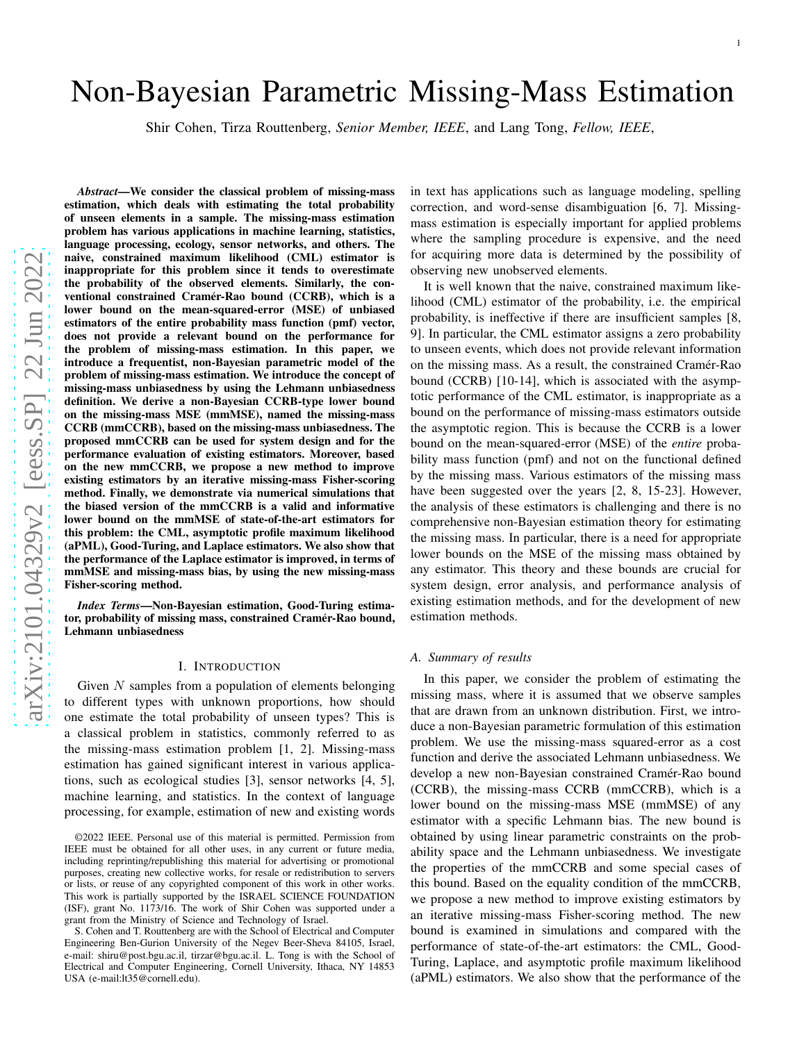# Non-Bayesian Parametric Missing-Mass Estimation

Shir Cohen, Tirza Routtenberg, *Senior Member, IEEE*, and Lang Tong, *Fellow, IEEE*,

***Abstract*—We consider the classical problem of missing-mass estimation, which deals with estimating the total probability of unseen elements in a sample. The missing-mass estimation problem has various applications in machine learning, statistics, language processing, ecology, sensor networks, and others. The naive, constrained maximum likelihood (CML) estimator is inappropriate for this problem since it tends to overestimate the probability of the observed elements. Similarly, the conventional constrained Cramér-Rao bound (CCRB), which is a lower bound on the mean-squared-error (MSE) of unbiased estimators of the entire probability mass function (pmf) vector, does not provide a relevant bound on the performance for the problem of missing-mass estimation. In this paper, we introduce a frequentist, non-Bayesian parametric model of the problem of missing-mass estimation. We introduce the concept of missing-mass unbiasedness by using the Lehmann unbiasedness definition. We derive a non-Bayesian CCRB-type lower bound on the missing-mass MSE (mmMSE), named the missing-mass CCRB (mmCCRB), based on the missing-mass unbiasedness. The proposed mmCCRB can be used for system design and for the performance evaluation of existing estimators. Moreover, based on the new mmCCRB, we propose a new method to improve existing estimators by an iterative missing-mass Fisher-scoring method. Finally, we demonstrate via numerical simulations that the biased version of the mmCCRB is a valid and informative lower bound on the mmMSE of state-of-the-art estimators for this problem: the CML, asymptotic profile maximum likelihood (aPML), Good-Turing, and Laplace estimators. We also show that the performance of the Laplace estimator is improved, in terms of mmMSE and missing-mass bias, by using the new missing-mass Fisher-scoring method.**

***Index Terms*—Non-Bayesian estimation, Good-Turing estimator, probability of missing mass, constrained Cramér-Rao bound, Lehmann unbiasedness**

## I. Introduction

Given $N$ samples from a population of elements belonging to different types with unknown proportions, how should one estimate the total probability of unseen types? This is a classical problem in statistics, commonly referred to as the missing-mass estimation problem [1, 2]. Missing-mass estimation has gained significant interest in various applications, such as ecological studies [3], sensor networks [4, 5], machine learning, and statistics. In the context of language processing, for example, estimation of new and existing words in text has applications such as language modeling, spelling correction, and word-sense disambiguation [6, 7]. Missing-mass estimation is especially important for applied problems where the sampling procedure is expensive, and the need for acquiring more data is determined by the possibility of observing new unobserved elements.

It is well known that the naive, constrained maximum likelihood (CML) estimator of the probability, i.e. the empirical probability, is ineffective if there are insufficient samples [8, 9]. In particular, the CML estimator assigns a zero probability to unseen events, which does not provide relevant information on the missing mass. As a result, the constrained Cramér-Rao bound (CCRB) [10-14], which is associated with the asymptotic performance of the CML estimator, is inappropriate as a bound on the performance of missing-mass estimators outside the asymptotic region. This is because the CCRB is a lower bound on the mean-squared-error (MSE) of the *entire* probability mass function (pmf) and not on the functional defined by the missing mass. Various estimators of the missing mass have been suggested over the years [2, 8, 15-23]. However, the analysis of these estimators is challenging and there is no comprehensive non-Bayesian estimation theory for estimating the missing mass. In particular, there is a need for appropriate lower bounds on the MSE of the missing mass obtained by any estimator. This theory and these bounds are crucial for system design, error analysis, and performance analysis of existing estimation methods, and for the development of new estimation methods.

### A. Summary of results

In this paper, we consider the problem of estimating the missing mass, where it is assumed that we observe samples that are drawn from an unknown distribution. First, we introduce a non-Bayesian parametric formulation of this estimation problem. We use the missing-mass squared-error as a cost function and derive the associated Lehmann unbiasedness. We develop a new non-Bayesian constrained Cramér-Rao bound (CCRB), the missing-mass CCRB (mmCCRB), which is a lower bound on the missing-mass MSE (mmMSE) of any estimator with a specific Lehmann bias. The new bound is obtained by using linear parametric constraints on the probability space and the Lehmann unbiasedness. We investigate the properties of the mmCCRB and some special cases of this bound. Based on the equality condition of the mmCCRB, we propose a new method to improve existing estimators by an iterative missing-mass Fisher-scoring method. The new bound is examined in simulations and compared with the performance of state-of-the-art estimators: the CML, Good-Turing, Laplace, and asymptotic profile maximum likelihood (aPML) estimators. We also show that the performance of the

©2022 IEEE. Personal use of this material is permitted. Permission from IEEE must be obtained for all other uses, in any current or future media, including reprinting/republishing this material for advertising or promotional purposes, creating new collective works, for resale or redistribution to servers or lists, or reuse of any copyrighted component of this work in other works. This work is partially supported by the ISRAEL SCIENCE FOUNDATION (ISF), grant No. 1173/16. The work of Shir Cohen was supported under a grant from the Ministry of Science and Technology of Israel.

S. Cohen and T. Routtenberg are with the School of Electrical and Computer Engineering Ben-Gurion University of the Negev Beer-Sheva 84105, Israel, e-mail: shiru@post.bgu.ac.il, tirzar@bgu.ac.il. L. Tong is with the School of Electrical and Computer Engineering, Cornell University, Ithaca, NY 14853 USA (e-mail:lt35@cornell.edu).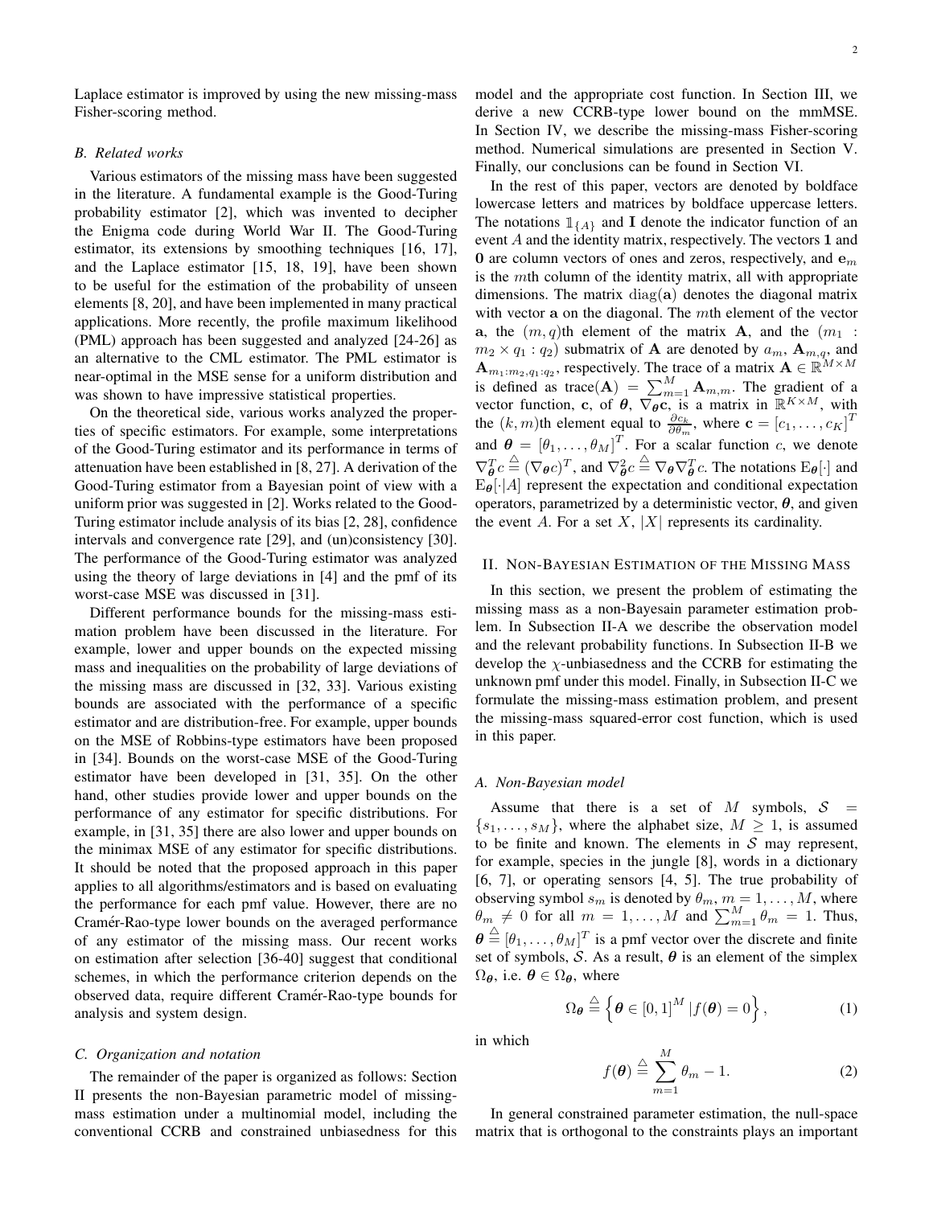Laplace estimator is improved by using the new missing-mass Fisher-scoring method.

### B. Related works

Various estimators of the missing mass have been suggested in the literature. A fundamental example is the Good-Turing probability estimator [2], which was invented to decipher the Enigma code during World War II. The Good-Turing estimator, its extensions by smoothing techniques [16, 17], and the Laplace estimator [15, 18, 19], have been shown to be useful for the estimation of the probability of unseen elements [8, 20], and have been implemented in many practical applications. More recently, the profile maximum likelihood (PML) approach has been suggested and analyzed [24-26] as an alternative to the CML estimator. The PML estimator is near-optimal in the MSE sense for a uniform distribution and was shown to have impressive statistical properties.

On the theoretical side, various works analyzed the properties of specific estimators. For example, some interpretations of the Good-Turing estimator and its performance in terms of attenuation have been established in [8, 27]. A derivation of the Good-Turing estimator from a Bayesian point of view with a uniform prior was suggested in [2]. Works related to the Good-Turing estimator include analysis of its bias [2, 28], confidence intervals and convergence rate [29], and (un)consistency [30]. The performance of the Good-Turing estimator was analyzed using the theory of large deviations in [4] and the pmf of its worst-case MSE was discussed in [31].

Different performance bounds for the missing-mass estimation problem have been discussed in the literature. For example, lower and upper bounds on the expected missing mass and inequalities on the probability of large deviations of the missing mass are discussed in [32, 33]. Various existing bounds are associated with the performance of a specific estimator and are distribution-free. For example, upper bounds on the MSE of Robbins-type estimators have been proposed in [34]. Bounds on the worst-case MSE of the Good-Turing estimator have been developed in [31, 35]. On the other hand, other studies provide lower and upper bounds on the performance of any estimator for specific distributions. For example, in [31, 35] there are also lower and upper bounds on the minimax MSE of any estimator for specific distributions. It should be noted that the proposed approach in this paper applies to all algorithms/estimators and is based on evaluating the performance for each pmf value. However, there are no Cramér-Rao-type lower bounds on the averaged performance of any estimator of the missing mass. Our recent works on estimation after selection [36-40] suggest that conditional schemes, in which the performance criterion depends on the observed data, require different Cramér-Rao-type bounds for analysis and system design.

### C. Organization and notation

The remainder of the paper is organized as follows: Section II presents the non-Bayesian parametric model of missing-mass estimation under a multinomial model, including the conventional CCRB and constrained unbiasedness for this model and the appropriate cost function. In Section III, we derive a new CCRB-type lower bound on the mmMSE. In Section IV, we describe the missing-mass Fisher-scoring method. Numerical simulations are presented in Section V. Finally, our conclusions can be found in Section VI.

In the rest of this paper, vectors are denoted by boldface lowercase letters and matrices by boldface uppercase letters. The notations $\mathbb{1}_{\{A\}}$ and $\mathbf{I}$ denote the indicator function of an event $A$ and the identity matrix, respectively. The vectors $\mathbf{1}$ and $\mathbf{0}$ are column vectors of ones and zeros, respectively, and $\mathbf{e}_m$ is the $m$th column of the identity matrix, all with appropriate dimensions. The matrix $\mathrm{diag}(\mathbf{a})$ denotes the diagonal matrix with vector $\mathbf{a}$ on the diagonal. The $m$th element of the vector $\mathbf{a}$, the $(m,q)$th element of the matrix $\mathbf{A}$, and the $(m_1 : m_2 \times q_1 : q_2)$ submatrix of $\mathbf{A}$ are denoted by $a_m$, $\mathbf{A}_{m,q}$, and $\mathbf{A}_{m_1:m_2,q_1:q_2}$, respectively. The trace of a matrix $\mathbf{A} \in \mathbb{R}^{M \times M}$ is defined as $\mathrm{trace}(\mathbf{A}) = \sum_{m=1}^{M} \mathbf{A}_{m,m}$. The gradient of a vector function, $\mathbf{c}$, of $\boldsymbol{\theta}$, $\nabla_{\boldsymbol{\theta}} \mathbf{c}$, is a matrix in $\mathbb{R}^{K \times M}$, with the $(k,m)$th element equal to $\frac{\partial c_k}{\partial \theta_m}$, where $\mathbf{c} = [c_1, \ldots, c_K]^T$ and $\boldsymbol{\theta} = [\theta_1, \ldots, \theta_M]^T$. For a scalar function $c$, we denote $\nabla_{\boldsymbol{\theta}}^T c \triangleq (\nabla_{\boldsymbol{\theta}} c)^T$, and $\nabla_{\boldsymbol{\theta}}^2 c \triangleq \nabla_{\boldsymbol{\theta}} \nabla_{\boldsymbol{\theta}}^T c$. The notations $\mathrm{E}_{\boldsymbol{\theta}}[\cdot]$ and $\mathrm{E}_{\boldsymbol{\theta}}[\cdot|A]$ represent the expectation and conditional expectation operators, parametrized by a deterministic vector, $\boldsymbol{\theta}$, and given the event $A$. For a set $X$, $|X|$ represents its cardinality.

## II. Non-Bayesian Estimation of the Missing Mass

In this section, we present the problem of estimating the missing mass as a non-Bayesain parameter estimation problem. In Subsection II-A we describe the observation model and the relevant probability functions. In Subsection II-B we develop the $\chi$-unbiasedness and the CCRB for estimating the unknown pmf under this model. Finally, in Subsection II-C we formulate the missing-mass estimation problem, and present the missing-mass squared-error cost function, which is used in this paper.

### A. Non-Bayesian model

Assume that there is a set of $M$ symbols, $\mathcal{S} = \{s_1, \ldots, s_M\}$, where the alphabet size, $M \geq 1$, is assumed to be finite and known. The elements in $\mathcal{S}$ may represent, for example, species in the jungle [8], words in a dictionary [6, 7], or operating sensors [4, 5]. The true probability of observing symbol $s_m$ is denoted by $\theta_m$, $m = 1, \ldots, M$, where $\theta_m \neq 0$ for all $m = 1, \ldots, M$ and $\sum_{m=1}^{M} \theta_m = 1$. Thus, $\boldsymbol{\theta} \triangleq [\theta_1, \ldots, \theta_M]^T$ is a pmf vector over the discrete and finite set of symbols, $\mathcal{S}$. As a result, $\boldsymbol{\theta}$ is an element of the simplex $\Omega_{\boldsymbol{\theta}}$, i.e. $\boldsymbol{\theta} \in \Omega_{\boldsymbol{\theta}}$, where

$$\Omega_{\boldsymbol{\theta}} \triangleq \left\{ \boldsymbol{\theta} \in [0,1]^M \,|\, f(\boldsymbol{\theta}) = 0 \right\}, \tag{1}$$

in which

$$f(\boldsymbol{\theta}) \triangleq \sum_{m=1}^{M} \theta_m - 1. \tag{2}$$

In general constrained parameter estimation, the null-space matrix that is orthogonal to the constraints plays an important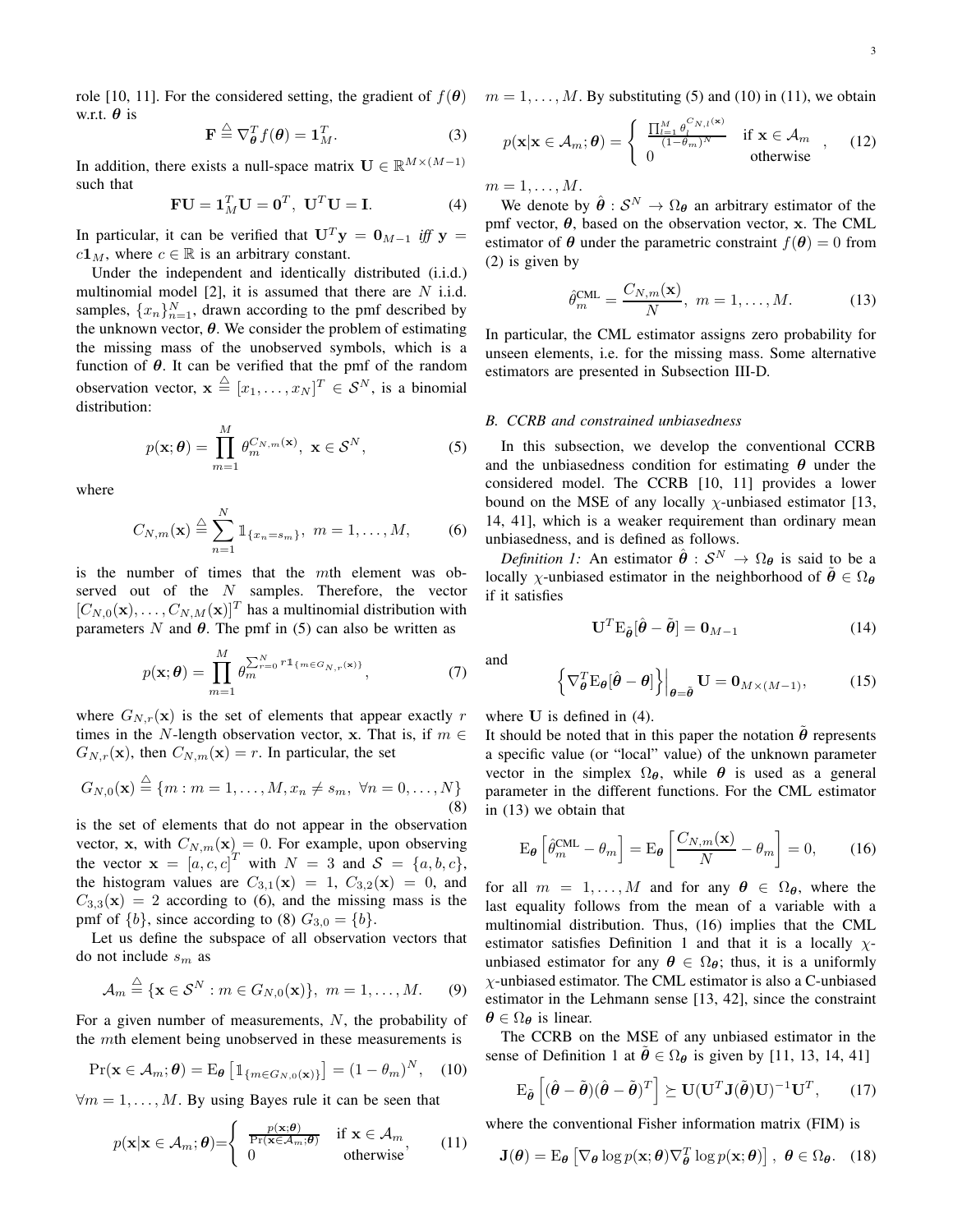role [10, 11]. For the considered setting, the gradient of $f(\boldsymbol{\theta})$ w.r.t. $\boldsymbol{\theta}$ is

$$\mathbf{F} \stackrel{\triangle}{=} \nabla_{\boldsymbol{\theta}}^T f(\boldsymbol{\theta}) = \mathbf{1}_M^T. \tag{3}$$

In addition, there exists a null-space matrix $\mathbf{U} \in \mathbb{R}^{M \times (M-1)}$ such that

$$\mathbf{F}\mathbf{U} = \mathbf{1}_M^T \mathbf{U} = \mathbf{0}^T, \ \mathbf{U}^T\mathbf{U} = \mathbf{I}. \tag{4}$$

In particular, it can be verified that $\mathbf{U}^T\mathbf{y} = \mathbf{0}_{M-1}$ *iff* $\mathbf{y} = c\mathbf{1}_M$, where $c \in \mathbb{R}$ is an arbitrary constant.

Under the independent and identically distributed (i.i.d.) multinomial model [2], it is assumed that there are $N$ i.i.d. samples, $\{x_n\}_{n=1}^N$, drawn according to the pmf described by the unknown vector, $\boldsymbol{\theta}$. We consider the problem of estimating the missing mass of the unobserved symbols, which is a function of $\boldsymbol{\theta}$. It can be verified that the pmf of the random observation vector, $\mathbf{x} \stackrel{\triangle}{=} [x_1, \ldots, x_N]^T \in \mathcal{S}^N$, is a binomial distribution:

$$p(\mathbf{x}; \boldsymbol{\theta}) = \prod_{m=1}^{M} \theta_m^{C_{N,m}(\mathbf{x})}, \ \mathbf{x} \in \mathcal{S}^N, \tag{5}$$

where

$$C_{N,m}(\mathbf{x}) \stackrel{\triangle}{=} \sum_{n=1}^{N} \mathbb{1}_{\{x_n = s_m\}}, \ m = 1, \ldots, M, \tag{6}$$

is the number of times that the $m$th element was observed out of the $N$ samples. Therefore, the vector $[C_{N,0}(\mathbf{x}), \ldots, C_{N,M}(\mathbf{x})]^T$ has a multinomial distribution with parameters $N$ and $\boldsymbol{\theta}$. The pmf in (5) can also be written as

$$p(\mathbf{x}; \boldsymbol{\theta}) = \prod_{m=1}^{M} \theta_m^{\sum_{r=0}^{N} r \mathbb{1}_{\{m \in G_{N,r}(\mathbf{x})\}}}, \tag{7}$$

where $G_{N,r}(\mathbf{x})$ is the set of elements that appear exactly $r$ times in the $N$-length observation vector, $\mathbf{x}$. That is, if $m \in G_{N,r}(\mathbf{x})$, then $C_{N,m}(\mathbf{x}) = r$. In particular, the set

$$G_{N,0}(\mathbf{x}) \stackrel{\triangle}{=} \{m : m = 1, \ldots, M, x_n \neq s_m, \ \forall n = 0, \ldots, N\} \tag{8}$$

is the set of elements that do not appear in the observation vector, $\mathbf{x}$, with $C_{N,m}(\mathbf{x}) = 0$. For example, upon observing the vector $\mathbf{x} = [a, c, c]^T$ with $N = 3$ and $\mathcal{S} = \{a, b, c\}$, the histogram values are $C_{3,1}(\mathbf{x}) = 1$, $C_{3,2}(\mathbf{x}) = 0$, and $C_{3,3}(\mathbf{x}) = 2$ according to (6), and the missing mass is the pmf of $\{b\}$, since according to (8) $G_{3,0} = \{b\}$.

Let us define the subspace of all observation vectors that do not include $s_m$ as

$$\mathcal{A}_m \stackrel{\triangle}{=} \{\mathbf{x} \in \mathcal{S}^N : m \in G_{N,0}(\mathbf{x})\}, \ m = 1, \ldots, M. \tag{9}$$

For a given number of measurements, $N$, the probability of the $m$th element being unobserved in these measurements is

$$\Pr(\mathbf{x} \in \mathcal{A}_m; \boldsymbol{\theta}) = \mathrm{E}_{\boldsymbol{\theta}}\left[\mathbb{1}_{\{m \in G_{N,0}(\mathbf{x})\}}\right] = (1 - \theta_m)^N, \tag{10}$$

$\forall m = 1, \ldots, M$. By using Bayes rule it can be seen that

$$p(\mathbf{x}|\mathbf{x} \in \mathcal{A}_m; \boldsymbol{\theta}) = \begin{cases} \frac{p(\mathbf{x};\boldsymbol{\theta})}{\Pr(\mathbf{x} \in \mathcal{A}_m;\boldsymbol{\theta})} & \text{if } \mathbf{x} \in \mathcal{A}_m \\ 0 & \text{otherwise} \end{cases}, \tag{11}$$

$m = 1, \ldots, M$. By substituting (5) and (10) in (11), we obtain

$$p(\mathbf{x}|\mathbf{x} \in \mathcal{A}_m; \boldsymbol{\theta}) = \begin{cases} \frac{\prod_{l=1}^{M} \theta_l^{C_{N,l}(\mathbf{x})}}{(1-\theta_m)^N} & \text{if } \mathbf{x} \in \mathcal{A}_m \\ 0 & \text{otherwise} \end{cases}, \tag{12}$$

$m = 1, \ldots, M$.

We denote by $\hat{\boldsymbol{\theta}} : \mathcal{S}^N \to \Omega_{\boldsymbol{\theta}}$ an arbitrary estimator of the pmf vector, $\boldsymbol{\theta}$, based on the observation vector, $\mathbf{x}$. The CML estimator of $\boldsymbol{\theta}$ under the parametric constraint $f(\boldsymbol{\theta}) = 0$ from (2) is given by

$$\hat{\theta}_m^{\text{CML}} = \frac{C_{N,m}(\mathbf{x})}{N}, \ m = 1, \ldots, M. \tag{13}$$

In particular, the CML estimator assigns zero probability for unseen elements, i.e. for the missing mass. Some alternative estimators are presented in Subsection III-D.

### *B. CCRB and constrained unbiasedness*

In this subsection, we develop the conventional CCRB and the unbiasedness condition for estimating $\boldsymbol{\theta}$ under the considered model. The CCRB [10, 11] provides a lower bound on the MSE of any locally $\chi$-unbiased estimator [13, 14, 41], which is a weaker requirement than ordinary mean unbiasedness, and is defined as follows.

*Definition 1:* An estimator $\hat{\boldsymbol{\theta}} : \mathcal{S}^N \to \Omega_{\boldsymbol{\theta}}$ is said to be a locally $\chi$-unbiased estimator in the neighborhood of $\tilde{\boldsymbol{\theta}} \in \Omega_{\boldsymbol{\theta}}$ if it satisfies

$$\mathbf{U}^T \mathrm{E}_{\tilde{\boldsymbol{\theta}}}[\hat{\boldsymbol{\theta}} - \tilde{\boldsymbol{\theta}}] = \mathbf{0}_{M-1} \tag{14}$$

and

$$\left\{\nabla_{\boldsymbol{\theta}}^T \mathrm{E}_{\boldsymbol{\theta}}[\hat{\boldsymbol{\theta}} - \boldsymbol{\theta}]\right\}\Big|_{\boldsymbol{\theta} = \tilde{\boldsymbol{\theta}}} \mathbf{U} = \mathbf{0}_{M \times (M-1)}, \tag{15}$$

where $\mathbf{U}$ is defined in (4).

It should be noted that in this paper the notation $\tilde{\boldsymbol{\theta}}$ represents a specific value (or "local" value) of the unknown parameter vector in the simplex $\Omega_{\boldsymbol{\theta}}$, while $\boldsymbol{\theta}$ is used as a general parameter in the different functions. For the CML estimator in (13) we obtain that

$$\mathrm{E}_{\boldsymbol{\theta}}\left[\hat{\theta}_m^{\text{CML}} - \theta_m\right] = \mathrm{E}_{\boldsymbol{\theta}}\left[\frac{C_{N,m}(\mathbf{x})}{N} - \theta_m\right] = 0, \tag{16}$$

for all $m = 1, \ldots, M$ and for any $\boldsymbol{\theta} \in \Omega_{\boldsymbol{\theta}}$, where the last equality follows from the mean of a variable with a multinomial distribution. Thus, (16) implies that the CML estimator satisfies Definition 1 and that it is a locally $\chi$-unbiased estimator for any $\boldsymbol{\theta} \in \Omega_{\boldsymbol{\theta}}$; thus, it is a uniformly $\chi$-unbiased estimator. The CML estimator is also a C-unbiased estimator in the Lehmann sense [13, 42], since the constraint $\boldsymbol{\theta} \in \Omega_{\boldsymbol{\theta}}$ is linear.

The CCRB on the MSE of any unbiased estimator in the sense of Definition 1 at $\tilde{\boldsymbol{\theta}} \in \Omega_{\boldsymbol{\theta}}$ is given by [11, 13, 14, 41]

$$\mathrm{E}_{\tilde{\boldsymbol{\theta}}}\left[(\hat{\boldsymbol{\theta}} - \tilde{\boldsymbol{\theta}})(\hat{\boldsymbol{\theta}} - \tilde{\boldsymbol{\theta}})^T\right] \succeq \mathbf{U}(\mathbf{U}^T \mathbf{J}(\tilde{\boldsymbol{\theta}})\mathbf{U})^{-1}\mathbf{U}^T, \tag{17}$$

where the conventional Fisher information matrix (FIM) is

$$\mathbf{J}(\boldsymbol{\theta}) = \mathrm{E}_{\boldsymbol{\theta}}\left[\nabla_{\boldsymbol{\theta}} \log p(\mathbf{x}; \boldsymbol{\theta}) \nabla_{\boldsymbol{\theta}}^T \log p(\mathbf{x}; \boldsymbol{\theta})\right], \ \boldsymbol{\theta} \in \Omega_{\boldsymbol{\theta}}. \tag{18}$$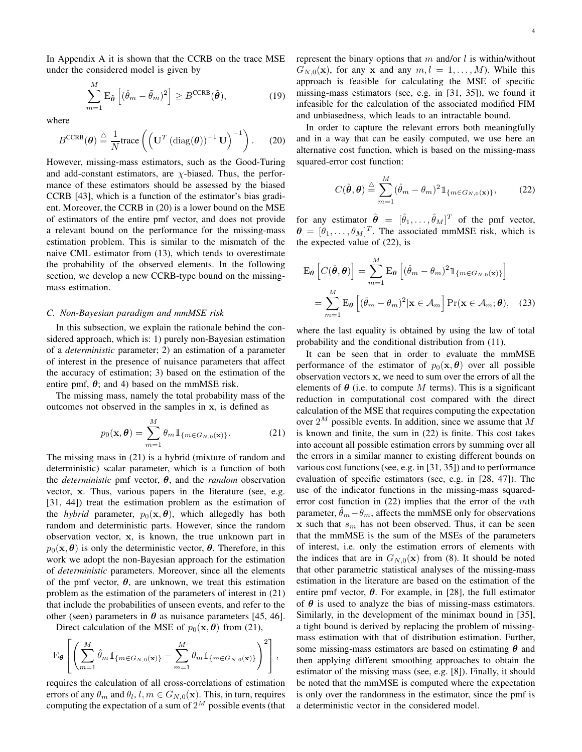In Appendix A it is shown that the CCRB on the trace MSE under the considered model is given by

$$\sum_{m=1}^{M} \mathrm{E}_{\tilde{\boldsymbol{\theta}}}\left[(\hat{\theta}_m - \tilde{\theta}_m)^2\right] \geq B^{\mathrm{CCRB}}(\tilde{\boldsymbol{\theta}}), \tag{19}$$

where

$$B^{\mathrm{CCRB}}(\boldsymbol{\theta}) \stackrel{\triangle}{=} \frac{1}{N}\mathrm{trace}\left(\left(\mathbf{U}^T\left(\mathrm{diag}(\boldsymbol{\theta})\right)^{-1}\mathbf{U}\right)^{-1}\right). \tag{20}$$

However, missing-mass estimators, such as the Good-Turing and add-constant estimators, are $\chi$-biased. Thus, the performance of these estimators should be assessed by the biased CCRB [43], which is a function of the estimator's bias gradient. Moreover, the CCRB in (20) is a lower bound on the MSE of estimators of the entire pmf vector, and does not provide a relevant bound on the performance for the missing-mass estimation problem. This is similar to the mismatch of the naive CML estimator from (13), which tends to overestimate the probability of the observed elements. In the following section, we develop a new CCRB-type bound on the missing-mass estimation.

### C. Non-Bayesian paradigm and mmMSE risk

In this subsection, we explain the rationale behind the considered approach, which is: 1) purely non-Bayesian estimation of a *deterministic* parameter; 2) an estimation of a parameter of interest in the presence of nuisance parameters that affect the accuracy of estimation; 3) based on the estimation of the entire pmf, $\boldsymbol{\theta}$; and 4) based on the mmMSE risk.

The missing mass, namely the total probability mass of the outcomes not observed in the samples in $\mathbf{x}$, is defined as

$$p_0(\mathbf{x},\boldsymbol{\theta}) = \sum_{m=1}^{M} \theta_m \mathbb{1}_{\{m \in G_{N,0}(\mathbf{x})\}}. \tag{21}$$

The missing mass in (21) is a hybrid (mixture of random and deterministic) scalar parameter, which is a function of both the *deterministic* pmf vector, $\boldsymbol{\theta}$, and the *random* observation vector, $\mathbf{x}$. Thus, various papers in the literature (see, e.g. [31, 44]) treat the estimation problem as the estimation of the *hybrid* parameter, $p_0(\mathbf{x},\boldsymbol{\theta})$, which allegedly has both random and deterministic parts. However, since the random observation vector, $\mathbf{x}$, is known, the true unknown part in $p_0(\mathbf{x},\boldsymbol{\theta})$ is only the deterministic vector, $\boldsymbol{\theta}$. Therefore, in this work we adopt the non-Bayesian approach for the estimation of *deterministic* parameters. Moreover, since all the elements of the pmf vector, $\boldsymbol{\theta}$, are unknown, we treat this estimation problem as the estimation of the parameters of interest in (21) that include the probabilities of unseen events, and refer to the other (seen) parameters in $\boldsymbol{\theta}$ as nuisance parameters [45, 46].

Direct calculation of the MSE of $p_0(\mathbf{x},\boldsymbol{\theta})$ from (21),

$$\mathrm{E}_{\boldsymbol{\theta}}\left[\left(\sum_{m=1}^{M}\hat{\theta}_m \mathbb{1}_{\{m\in G_{N,0}(\mathbf{x})\}} - \sum_{m=1}^{M}\theta_m \mathbb{1}_{\{m\in G_{N,0}(\mathbf{x})\}}\right)^2\right],$$

requires the calculation of all cross-correlations of estimation errors of any $\theta_m$ and $\theta_l$, $l,m \in G_{N,0}(\mathbf{x})$. This, in turn, requires computing the expectation of a sum of $2^M$ possible events (that represent the binary options that $m$ and/or $l$ is within/without $G_{N,0}(\mathbf{x})$, for any $\mathbf{x}$ and any $m,l = 1,\ldots,M$). While this approach is feasible for calculating the MSE of specific missing-mass estimators (see, e.g. in [31, 35]), we found it infeasible for the calculation of the associated modified FIM and unbiasedness, which leads to an intractable bound.

In order to capture the relevant errors both meaningfully and in a way that can be easily computed, we use here an alternative cost function, which is based on the missing-mass squared-error cost function:

$$C(\hat{\boldsymbol{\theta}},\boldsymbol{\theta}) \stackrel{\triangle}{=} \sum_{m=1}^{M}(\hat{\theta}_m - \theta_m)^2 \mathbb{1}_{\{m\in G_{N,0}(\mathbf{x})\}}, \tag{22}$$

for any estimator $\hat{\boldsymbol{\theta}} = [\hat{\theta}_1,\ldots,\hat{\theta}_M]^T$ of the pmf vector, $\boldsymbol{\theta} = [\theta_1,\ldots,\theta_M]^T$. The associated mmMSE risk, which is the expected value of (22), is

$$\begin{aligned}\mathrm{E}_{\boldsymbol{\theta}}\left[C(\hat{\boldsymbol{\theta}},\boldsymbol{\theta})\right] &= \sum_{m=1}^{M}\mathrm{E}_{\boldsymbol{\theta}}\left[(\hat{\theta}_m-\theta_m)^2\mathbb{1}_{\{m\in G_{N,0}(\mathbf{x})\}}\right] \\ &= \sum_{m=1}^{M}\mathrm{E}_{\boldsymbol{\theta}}\left[(\hat{\theta}_m-\theta_m)^2|\mathbf{x}\in\mathcal{A}_m\right]\Pr(\mathbf{x}\in\mathcal{A}_m;\boldsymbol{\theta}), \end{aligned} \tag{23}$$

where the last equality is obtained by using the law of total probability and the conditional distribution from (11).

It can be seen that in order to evaluate the mmMSE performance of the estimator of $p_0(\mathbf{x},\boldsymbol{\theta})$ over all possible observation vectors $\mathbf{x}$, we need to sum over the errors of all the elements of $\boldsymbol{\theta}$ (i.e. to compute $M$ terms). This is a significant reduction in computational cost compared with the direct calculation of the MSE that requires computing the expectation over $2^M$ possible events. In addition, since we assume that $M$ is known and finite, the sum in (22) is finite. This cost takes into account all possible estimation errors by summing over all the errors in a similar manner to existing different bounds on various cost functions (see, e.g. in [31, 35]) and to performance evaluation of specific estimators (see, e.g. in [28, 47]). The use of the indicator functions in the missing-mass squared-error cost function in (22) implies that the error of the $m$th parameter, $\hat{\theta}_m - \theta_m$, affects the mmMSE only for observations $\mathbf{x}$ such that $s_m$ has not been observed. Thus, it can be seen that the mmMSE is the sum of the MSEs of the parameters of interest, i.e. only the estimation errors of elements with the indices that are in $G_{N,0}(\mathbf{x})$ from (8). It should be noted that other parametric statistical analyses of the missing-mass estimation in the literature are based on the estimation of the entire pmf vector, $\boldsymbol{\theta}$. For example, in [28], the full estimator of $\boldsymbol{\theta}$ is used to analyze the bias of missing-mass estimators. Similarly, in the development of the minimax bound in [35], a tight bound is derived by replacing the problem of missing-mass estimation with that of distribution estimation. Further, some missing-mass estimators are based on estimating $\boldsymbol{\theta}$ and then applying different smoothing approaches to obtain the estimator of the missing mass (see, e.g. [8]). Finally, it should be noted that the mmMSE is computed where the expectation is only over the randomness in the estimator, since the pmf is a deterministic vector in the considered model.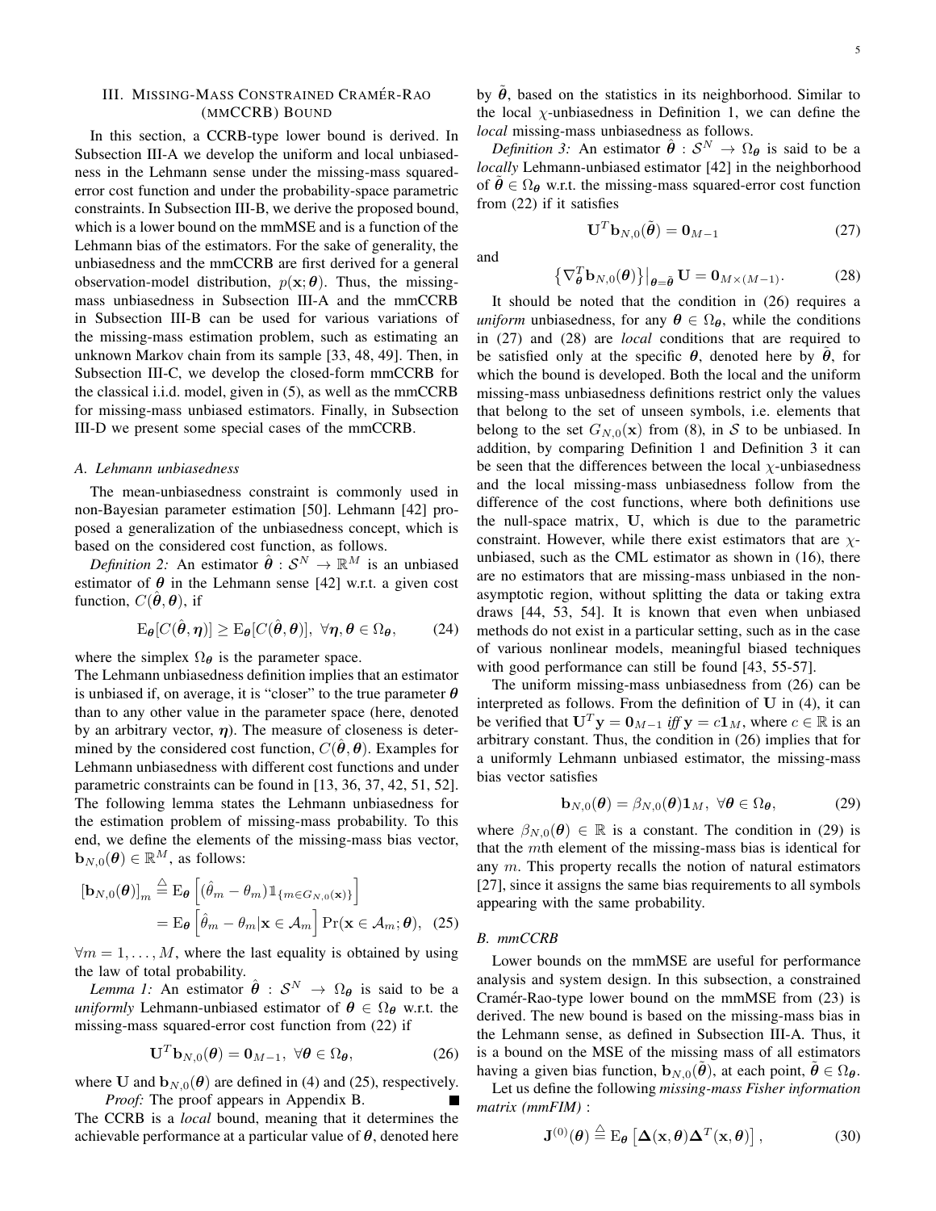## III. Missing-Mass Constrained Cramér-Rao (mmCCRB) Bound

In this section, a CCRB-type lower bound is derived. In Subsection III-A we develop the uniform and local unbiasedness in the Lehmann sense under the missing-mass squared-error cost function and under the probability-space parametric constraints. In Subsection III-B, we derive the proposed bound, which is a lower bound on the mmMSE and is a function of the Lehmann bias of the estimators. For the sake of generality, the unbiasedness and the mmCCRB are first derived for a general observation-model distribution, $p(\mathbf{x};\boldsymbol{\theta})$. Thus, the missing-mass unbiasedness in Subsection III-A and the mmCCRB in Subsection III-B can be used for various variations of the missing-mass estimation problem, such as estimating an unknown Markov chain from its sample [33, 48, 49]. Then, in Subsection III-C, we develop the closed-form mmCCRB for the classical i.i.d. model, given in (5), as well as the mmCCRB for missing-mass unbiased estimators. Finally, in Subsection III-D we present some special cases of the mmCCRB.

### A. Lehmann unbiasedness

The mean-unbiasedness constraint is commonly used in non-Bayesian parameter estimation [50]. Lehmann [42] proposed a generalization of the unbiasedness concept, which is based on the considered cost function, as follows.

*Definition 2:* An estimator $\hat{\boldsymbol{\theta}} : \mathcal{S}^N \to \mathbb{R}^M$ is an unbiased estimator of $\boldsymbol{\theta}$ in the Lehmann sense [42] w.r.t. a given cost function, $C(\hat{\boldsymbol{\theta}},\boldsymbol{\theta})$, if

$$\mathrm{E}_{\boldsymbol{\theta}}[C(\hat{\boldsymbol{\theta}},\boldsymbol{\eta})] \geq \mathrm{E}_{\boldsymbol{\theta}}[C(\hat{\boldsymbol{\theta}},\boldsymbol{\theta})],\ \forall \boldsymbol{\eta},\boldsymbol{\theta} \in \Omega_{\boldsymbol{\theta}}, \tag{24}$$

where the simplex $\Omega_{\boldsymbol{\theta}}$ is the parameter space.
The Lehmann unbiasedness definition implies that an estimator is unbiased if, on average, it is "closer" to the true parameter $\boldsymbol{\theta}$ than to any other value in the parameter space (here, denoted by an arbitrary vector, $\boldsymbol{\eta}$). The measure of closeness is determined by the considered cost function, $C(\hat{\boldsymbol{\theta}},\boldsymbol{\theta})$. Examples for Lehmann unbiasedness with different cost functions and under parametric constraints can be found in [13, 36, 37, 42, 51, 52]. The following lemma states the Lehmann unbiasedness for the estimation problem of missing-mass probability. To this end, we define the elements of the missing-mass bias vector, $\mathbf{b}_{N,0}(\boldsymbol{\theta}) \in \mathbb{R}^M$, as follows:

$$\begin{aligned}[\mathbf{b}_{N,0}(\boldsymbol{\theta})]_m &\stackrel{\triangle}{=} \mathrm{E}_{\boldsymbol{\theta}}\left[(\hat{\theta}_m - \theta_m)\mathbb{1}_{\{m \in G_{N,0}(\mathbf{x})\}}\right] \\ &= \mathrm{E}_{\boldsymbol{\theta}}\left[\hat{\theta}_m - \theta_m | \mathbf{x} \in \mathcal{A}_m\right]\Pr(\mathbf{x} \in \mathcal{A}_m;\boldsymbol{\theta}),\end{aligned} \tag{25}$$

$\forall m = 1,\ldots,M$, where the last equality is obtained by using the law of total probability.

*Lemma 1:* An estimator $\hat{\boldsymbol{\theta}} : \mathcal{S}^N \to \Omega_{\boldsymbol{\theta}}$ is said to be a *uniformly* Lehmann-unbiased estimator of $\boldsymbol{\theta} \in \Omega_{\boldsymbol{\theta}}$ w.r.t. the missing-mass squared-error cost function from (22) if

$$\mathbf{U}^T\mathbf{b}_{N,0}(\boldsymbol{\theta}) = \mathbf{0}_{M-1},\ \forall \boldsymbol{\theta} \in \Omega_{\boldsymbol{\theta}}, \tag{26}$$

where $\mathbf{U}$ and $\mathbf{b}_{N,0}(\boldsymbol{\theta})$ are defined in (4) and (25), respectively.

*Proof:* The proof appears in Appendix B. ∎

The CCRB is a *local* bound, meaning that it determines the achievable performance at a particular value of $\boldsymbol{\theta}$, denoted here by $\tilde{\boldsymbol{\theta}}$, based on the statistics in its neighborhood. Similar to the local $\chi$-unbiasedness in Definition 1, we can define the *local* missing-mass unbiasedness as follows.

*Definition 3:* An estimator $\hat{\boldsymbol{\theta}} : \mathcal{S}^N \to \Omega_{\boldsymbol{\theta}}$ is said to be a *locally* Lehmann-unbiased estimator [42] in the neighborhood of $\tilde{\boldsymbol{\theta}} \in \Omega_{\boldsymbol{\theta}}$ w.r.t. the missing-mass squared-error cost function from (22) if it satisfies

$$\mathbf{U}^T\mathbf{b}_{N,0}(\tilde{\boldsymbol{\theta}}) = \mathbf{0}_{M-1} \tag{27}$$

and

$$\left\{\nabla^T_{\boldsymbol{\theta}}\mathbf{b}_{N,0}(\boldsymbol{\theta})\right\}\Big|_{\boldsymbol{\theta}=\tilde{\boldsymbol{\theta}}}\mathbf{U} = \mathbf{0}_{M\times(M-1)}. \tag{28}$$

It should be noted that the condition in (26) requires a *uniform* unbiasedness, for any $\boldsymbol{\theta} \in \Omega_{\boldsymbol{\theta}}$, while the conditions in (27) and (28) are *local* conditions that are required to be satisfied only at the specific $\boldsymbol{\theta}$, denoted here by $\tilde{\boldsymbol{\theta}}$, for which the bound is developed. Both the local and the uniform missing-mass unbiasedness definitions restrict only the values that belong to the set of unseen symbols, i.e. elements that belong to the set $G_{N,0}(\mathbf{x})$ from (8), in $\mathcal{S}$ to be unbiased. In addition, by comparing Definition 1 and Definition 3 it can be seen that the differences between the local $\chi$-unbiasedness and the local missing-mass unbiasedness follow from the difference of the cost functions, where both definitions use the null-space matrix, $\mathbf{U}$, which is due to the parametric constraint. However, while there exist estimators that are $\chi$-unbiased, such as the CML estimator as shown in (16), there are no estimators that are missing-mass unbiased in the non-asymptotic region, without splitting the data or taking extra draws [44, 53, 54]. It is known that even when unbiased methods do not exist in a particular setting, such as in the case of various nonlinear models, meaningful biased techniques with good performance can still be found [43, 55-57].

The uniform missing-mass unbiasedness from (26) can be interpreted as follows. From the definition of $\mathbf{U}$ in (4), it can be verified that $\mathbf{U}^T\mathbf{y} = \mathbf{0}_{M-1}$ *iff* $\mathbf{y} = c\mathbf{1}_M$, where $c \in \mathbb{R}$ is an arbitrary constant. Thus, the condition in (26) implies that for a uniformly Lehmann unbiased estimator, the missing-mass bias vector satisfies

$$\mathbf{b}_{N,0}(\boldsymbol{\theta}) = \beta_{N,0}(\boldsymbol{\theta})\mathbf{1}_M,\ \forall \boldsymbol{\theta} \in \Omega_{\boldsymbol{\theta}}, \tag{29}$$

where $\beta_{N,0}(\boldsymbol{\theta}) \in \mathbb{R}$ is a constant. The condition in (29) is that the $m$th element of the missing-mass bias is identical for any $m$. This property recalls the notion of natural estimators [27], since it assigns the same bias requirements to all symbols appearing with the same probability.

### B. mmCCRB

Lower bounds on the mmMSE are useful for performance analysis and system design. In this subsection, a constrained Cramér-Rao-type lower bound on the mmMSE from (23) is derived. The new bound is based on the missing-mass bias in the Lehmann sense, as defined in Subsection III-A. Thus, it is a bound on the MSE of the missing mass of all estimators having a given bias function, $\mathbf{b}_{N,0}(\tilde{\boldsymbol{\theta}})$, at each point, $\tilde{\boldsymbol{\theta}} \in \Omega_{\boldsymbol{\theta}}$.

Let us define the following *missing-mass Fisher information matrix (mmFIM)* :

$$\mathbf{J}^{(0)}(\boldsymbol{\theta}) \stackrel{\triangle}{=} \mathrm{E}_{\boldsymbol{\theta}}\left[\boldsymbol{\Delta}(\mathbf{x},\boldsymbol{\theta})\boldsymbol{\Delta}^T(\mathbf{x},\boldsymbol{\theta})\right], \tag{30}$$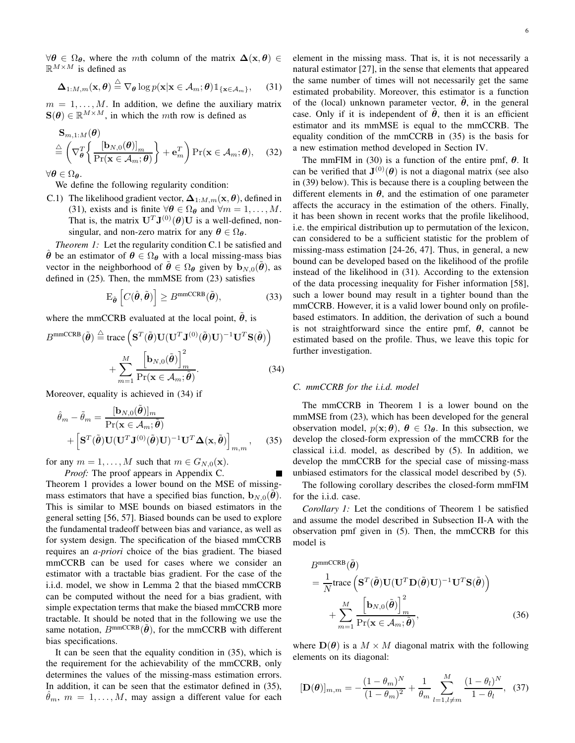$\forall \boldsymbol{\theta} \in \Omega_{\boldsymbol{\theta}}$, where the $m$th column of the matrix $\boldsymbol{\Delta}(\mathbf{x}, \boldsymbol{\theta}) \in \mathbb{R}^{M \times M}$ is defined as

$$\boldsymbol{\Delta}_{1:M,m}(\mathbf{x}, \boldsymbol{\theta}) \stackrel{\triangle}{=} \nabla_{\boldsymbol{\theta}} \log p(\mathbf{x}|\mathbf{x} \in \mathcal{A}_m; \boldsymbol{\theta}) \mathbb{1}_{\{\mathbf{x} \in \mathcal{A}_m\}}, \quad (31)$$

$m = 1, \ldots, M$. In addition, we define the auxiliary matrix $\mathbf{S}(\boldsymbol{\theta}) \in \mathbb{R}^{M \times M}$, in which the $m$th row is defined as

$$\mathbf{S}_{m,1:M}(\boldsymbol{\theta}) \stackrel{\triangle}{=} \left( \nabla^T_{\boldsymbol{\theta}} \left\{ \frac{[\mathbf{b}_{N,0}(\boldsymbol{\theta})]_m}{\Pr(\mathbf{x} \in \mathcal{A}_m; \boldsymbol{\theta})} \right\} + \mathbf{e}_m^T \right) \Pr(\mathbf{x} \in \mathcal{A}_m; \boldsymbol{\theta}), \quad (32)$$

$\forall \boldsymbol{\theta} \in \Omega_{\boldsymbol{\theta}}$.

We define the following regularity condition:

C.1) The likelihood gradient vector, $\boldsymbol{\Delta}_{1:M,m}(\mathbf{x}, \boldsymbol{\theta})$, defined in (31), exists and is finite $\forall \boldsymbol{\theta} \in \Omega_{\boldsymbol{\theta}}$ and $\forall m = 1, \ldots, M$. That is, the matrix $\mathbf{U}^T \mathbf{J}^{(0)}(\boldsymbol{\theta}) \mathbf{U}$ is a well-defined, non-singular, and non-zero matrix for any $\boldsymbol{\theta} \in \Omega_{\boldsymbol{\theta}}$.

*Theorem 1:* Let the regularity condition C.1 be satisfied and $\hat{\boldsymbol{\theta}}$ be an estimator of $\boldsymbol{\theta} \in \Omega_{\boldsymbol{\theta}}$ with a local missing-mass bias vector in the neighborhood of $\tilde{\boldsymbol{\theta}} \in \Omega_{\boldsymbol{\theta}}$ given by $\mathbf{b}_{N,0}(\tilde{\boldsymbol{\theta}})$, as defined in (25). Then, the mmMSE from (23) satisfies

$$\mathrm{E}_{\tilde{\boldsymbol{\theta}}} \left[ C(\hat{\boldsymbol{\theta}}, \tilde{\boldsymbol{\theta}}) \right] \geq B^{\text{mmCCRB}}(\tilde{\boldsymbol{\theta}}), \quad (33)$$

where the mmCCRB evaluated at the local point, $\tilde{\boldsymbol{\theta}}$, is

$$B^{\text{mmCCRB}}(\tilde{\boldsymbol{\theta}}) \stackrel{\triangle}{=} \text{trace}\left( \mathbf{S}^T(\tilde{\boldsymbol{\theta}}) \mathbf{U} (\mathbf{U}^T \mathbf{J}^{(0)}(\tilde{\boldsymbol{\theta}}) \mathbf{U})^{-1} \mathbf{U}^T \mathbf{S}(\tilde{\boldsymbol{\theta}}) \right) + \sum_{m=1}^{M} \frac{\left[ \mathbf{b}_{N,0}(\tilde{\boldsymbol{\theta}}) \right]_m^2}{\Pr(\mathbf{x} \in \mathcal{A}_m; \tilde{\boldsymbol{\theta}})}. \quad (34)$$

Moreover, equality is achieved in (34) if

$$\hat{\theta}_m - \tilde{\theta}_m = \frac{[\mathbf{b}_{N,0}(\tilde{\boldsymbol{\theta}})]_m}{\Pr(\mathbf{x} \in \mathcal{A}_m; \tilde{\boldsymbol{\theta}})} + \left[ \mathbf{S}^T(\tilde{\boldsymbol{\theta}}) \mathbf{U} (\mathbf{U}^T \mathbf{J}^{(0)}(\tilde{\boldsymbol{\theta}}) \mathbf{U})^{-1} \mathbf{U}^T \boldsymbol{\Delta}(\mathbf{x}, \tilde{\boldsymbol{\theta}}) \right]_{m,m}, \quad (35)$$

for any $m = 1, \ldots, M$ such that $m \in G_{N,0}(\mathbf{x})$.

*Proof:* The proof appears in Appendix C. ∎

Theorem 1 provides a lower bound on the MSE of missing-mass estimators that have a specified bias function, $\mathbf{b}_{N,0}(\tilde{\boldsymbol{\theta}})$. This is similar to MSE bounds on biased estimators in the general setting [56, 57]. Biased bounds can be used to explore the fundamental tradeoff between bias and variance, as well as for system design. The specification of the biased mmCCRB requires an *a-priori* choice of the bias gradient. The biased mmCCRB can be used for cases where we consider an estimator with a tractable bias gradient. For the case of the i.i.d. model, we show in Lemma 2 that the biased mmCCRB can be computed without the need for a bias gradient, with simple expectation terms that make the biased mmCCRB more tractable. It should be noted that in the following we use the same notation, $B^{\text{mmCCRB}}(\tilde{\boldsymbol{\theta}})$, for the mmCCRB with different bias specifications.

It can be seen that the equality condition in (35), which is the requirement for the achievability of the mmCCRB, only determines the values of the missing-mass estimation errors. In addition, it can be seen that the estimator defined in (35), $\hat{\theta}_m$, $m = 1, \ldots, M$, may assign a different value for each element in the missing mass. That is, it is not necessarily a natural estimator [27], in the sense that elements that appeared the same number of times will not necessarily get the same estimated probability. Moreover, this estimator is a function of the (local) unknown parameter vector, $\tilde{\boldsymbol{\theta}}$, in the general case. Only if it is independent of $\tilde{\boldsymbol{\theta}}$, then it is an efficient estimator and its mmMSE is equal to the mmCCRB. The equality condition of the mmCCRB in (35) is the basis for a new estimation method developed in Section IV.

The mmFIM in (30) is a function of the entire pmf, $\boldsymbol{\theta}$. It can be verified that $\mathbf{J}^{(0)}(\boldsymbol{\theta})$ is not a diagonal matrix (see also in (39) below). This is because there is a coupling between the different elements in $\boldsymbol{\theta}$, and the estimation of one parameter affects the accuracy in the estimation of the others. Finally, it has been shown in recent works that the profile likelihood, i.e. the empirical distribution up to permutation of the lexicon, can considered to be a sufficient statistic for the problem of missing-mass estimation [24-26, 47]. Thus, in general, a new bound can be developed based on the likelihood of the profile instead of the likelihood in (31). According to the extension of the data processing inequality for Fisher information [58], such a lower bound may result in a tighter bound than the mmCCRB. However, it is a valid lower bound only on profile-based estimators. In addition, the derivation of such a bound is not straightforward since the entire pmf, $\boldsymbol{\theta}$, cannot be estimated based on the profile. Thus, we leave this topic for further investigation.

### C. mmCCRB for the i.i.d. model

The mmCCRB in Theorem 1 is a lower bound on the mmMSE from (23), which has been developed for the general observation model, $p(\mathbf{x}; \boldsymbol{\theta})$, $\boldsymbol{\theta} \in \Omega_{\boldsymbol{\theta}}$. In this subsection, we develop the closed-form expression of the mmCCRB for the classical i.i.d. model, as described by (5). In addition, we develop the mmCCRB for the special case of missing-mass unbiased estimators for the classical model described by (5).

The following corollary describes the closed-form mmFIM for the i.i.d. case.

*Corollary 1:* Let the conditions of Theorem 1 be satisfied and assume the model described in Subsection II-A with the observation pmf given in (5). Then, the mmCCRB for this model is

$$B^{\text{mmCCRB}}(\tilde{\boldsymbol{\theta}}) = \frac{1}{N} \text{trace}\left( \mathbf{S}^T(\tilde{\boldsymbol{\theta}}) \mathbf{U} (\mathbf{U}^T \mathbf{D}(\tilde{\boldsymbol{\theta}}) \mathbf{U})^{-1} \mathbf{U}^T \mathbf{S}(\tilde{\boldsymbol{\theta}}) \right) + \sum_{m=1}^{M} \frac{\left[ \mathbf{b}_{N,0}(\tilde{\boldsymbol{\theta}}) \right]_m^2}{\Pr(\mathbf{x} \in \mathcal{A}_m; \tilde{\boldsymbol{\theta}})}, \quad (36)$$

where $\mathbf{D}(\boldsymbol{\theta})$ is a $M \times M$ diagonal matrix with the following elements on its diagonal:

$$[\mathbf{D}(\boldsymbol{\theta})]_{m,m} = -\frac{(1 - \theta_m)^N}{(1 - \theta_m)^2} + \frac{1}{\theta_m} \sum_{l=1, l \neq m}^{M} \frac{(1 - \theta_l)^N}{1 - \theta_l}, \quad (37)$$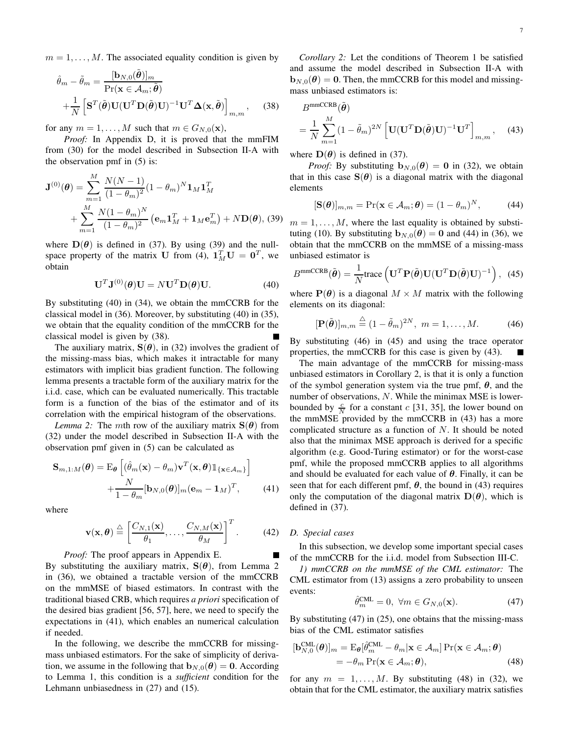$m = 1, \ldots, M$. The associated equality condition is given by

$$
\hat{\theta}_m - \tilde{\theta}_m = \frac{[\mathbf{b}_{N,0}(\tilde{\boldsymbol{\theta}})]_m}{\Pr(\mathbf{x} \in \mathcal{A}_m; \tilde{\boldsymbol{\theta}})} + \frac{1}{N}\left[\mathbf{S}^T(\tilde{\boldsymbol{\theta}})\mathbf{U}(\mathbf{U}^T\mathbf{D}(\tilde{\boldsymbol{\theta}})\mathbf{U})^{-1}\mathbf{U}^T\boldsymbol{\Delta}(\mathbf{x}, \tilde{\boldsymbol{\theta}})\right]_{m,m}, \quad (38)
$$

for any $m = 1, \ldots, M$ such that $m \in G_{N,0}(\mathbf{x})$,

*Proof:* In Appendix D, it is proved that the mmFIM from (30) for the model described in Subsection II-A with the observation pmf in (5) is:

$$
\mathbf{J}^{(0)}(\boldsymbol{\theta}) = \sum_{m=1}^{M} \frac{N(N-1)}{(1-\theta_m)^2}(1-\theta_m)^N \mathbf{1}_M \mathbf{1}_M^T + \sum_{m=1}^{M} \frac{N(1-\theta_m)^N}{(1-\theta_m)^2}\left(\mathbf{e}_m \mathbf{1}_M^T + \mathbf{1}_M \mathbf{e}_m^T\right) + N\mathbf{D}(\boldsymbol{\theta}), \quad (39)
$$

where $\mathbf{D}(\boldsymbol{\theta})$ is defined in (37). By using (39) and the null-space property of the matrix $\mathbf{U}$ from (4), $\mathbf{1}_M^T \mathbf{U} = \mathbf{0}^T$, we obtain

$$
\mathbf{U}^T \mathbf{J}^{(0)}(\boldsymbol{\theta})\mathbf{U} = N\mathbf{U}^T \mathbf{D}(\boldsymbol{\theta})\mathbf{U}. \quad (40)
$$

By substituting (40) in (34), we obtain the mmCCRB for the classical model in (36). Moreover, by substituting (40) in (35), we obtain that the equality condition of the mmCCRB for the classical model is given by (38). ■

The auxiliary matrix, $\mathbf{S}(\boldsymbol{\theta})$, in (32) involves the gradient of the missing-mass bias, which makes it intractable for many estimators with implicit bias gradient function. The following lemma presents a tractable form of the auxiliary matrix for the i.i.d. case, which can be evaluated numerically. This tractable form is a function of the bias of the estimator and of its correlation with the empirical histogram of the observations.

*Lemma 2:* The $m$th row of the auxiliary matrix $\mathbf{S}(\boldsymbol{\theta})$ from (32) under the model described in Subsection II-A with the observation pmf given in (5) can be calculated as

$$
\mathbf{S}_{m,1:M}(\boldsymbol{\theta}) = \mathrm{E}_{\boldsymbol{\theta}}\left[(\hat{\theta}_m(\mathbf{x}) - \theta_m)\mathbf{v}^T(\mathbf{x}, \boldsymbol{\theta})\mathbb{1}_{\{\mathbf{x} \in \mathcal{A}_m\}}\right] + \frac{N}{1-\theta_m}[\mathbf{b}_{N,0}(\boldsymbol{\theta})]_m(\mathbf{e}_m - \mathbf{1}_M)^T, \quad (41)
$$

where

$$
\mathbf{v}(\mathbf{x}, \boldsymbol{\theta}) \stackrel{\triangle}{=} \left[\frac{C_{N,1}(\mathbf{x})}{\theta_1}, \ldots, \frac{C_{N,M}(\mathbf{x})}{\theta_M}\right]^T. \quad (42)
$$

*Proof:* The proof appears in Appendix E. ■

By substituting the auxiliary matrix, $\mathbf{S}(\boldsymbol{\theta})$, from Lemma 2 in (36), we obtained a tractable version of the mmCCRB on the mmMSE of biased estimators. In contrast with the traditional biased CRB, which requires *a priori* specification of the desired bias gradient [56, 57], here, we need to specify the expectations in (41), which enables an numerical calculation if needed.

In the following, we describe the mmCCRB for missing-mass unbiased estimators. For the sake of simplicity of derivation, we assume in the following that $\mathbf{b}_{N,0}(\boldsymbol{\theta}) = \mathbf{0}$. According to Lemma 1, this condition is a *sufficient* condition for the Lehmann unbiasedness in (27) and (15).

*Corollary 2:* Let the conditions of Theorem 1 be satisfied and assume the model described in Subsection II-A with $\mathbf{b}_{N,0}(\boldsymbol{\theta}) = \mathbf{0}$. Then, the mmCCRB for this model and missing-mass unbiased estimators is:

$$
B^{\text{mmCCRB}}(\tilde{\boldsymbol{\theta}}) = \frac{1}{N}\sum_{m=1}^{M}(1-\tilde{\theta}_m)^{2N}\left[\mathbf{U}(\mathbf{U}^T\mathbf{D}(\tilde{\boldsymbol{\theta}})\mathbf{U})^{-1}\mathbf{U}^T\right]_{m,m}, \quad (43)
$$

where $\mathbf{D}(\boldsymbol{\theta})$ is defined in (37).

*Proof:* By substituting $\mathbf{b}_{N,0}(\boldsymbol{\theta}) = \mathbf{0}$ in (32), we obtain that in this case $\mathbf{S}(\boldsymbol{\theta})$ is a diagonal matrix with the diagonal elements

$$
[\mathbf{S}(\boldsymbol{\theta})]_{m,m} = \Pr(\mathbf{x} \in \mathcal{A}_m; \boldsymbol{\theta}) = (1-\theta_m)^N, \quad (44)
$$

$m = 1, \ldots, M$, where the last equality is obtained by substituting (10). By substituting $\mathbf{b}_{N,0}(\boldsymbol{\theta}) = \mathbf{0}$ and (44) in (36), we obtain that the mmCCRB on the mmMSE of a missing-mass unbiased estimator is

$$
B^{\text{mmCCRB}}(\tilde{\boldsymbol{\theta}}) = \frac{1}{N}\text{trace}\left(\mathbf{U}^T\mathbf{P}(\tilde{\boldsymbol{\theta}})\mathbf{U}(\mathbf{U}^T\mathbf{D}(\tilde{\boldsymbol{\theta}})\mathbf{U})^{-1}\right), \quad (45)
$$

where $\mathbf{P}(\boldsymbol{\theta})$ is a diagonal $M \times M$ matrix with the following elements on its diagonal:

$$
[\mathbf{P}(\tilde{\boldsymbol{\theta}})]_{m,m} \stackrel{\triangle}{=} (1-\tilde{\theta}_m)^{2N}, \ m = 1, \ldots, M. \quad (46)
$$

By substituting (46) in (45) and using the trace operator properties, the mmCCRB for this case is given by (43). ■

The main advantage of the mmCCRB for missing-mass unbiased estimators in Corollary 2, is that it is only a function of the symbol generation system via the true pmf, $\boldsymbol{\theta}$, and the number of observations, $N$. While the minimax MSE is lower-bounded by $\frac{c}{N}$ for a constant $c$ [31, 35], the lower bound on the mmMSE provided by the mmCCRB in (43) has a more complicated structure as a function of $N$. It should be noted also that the minimax MSE approach is derived for a specific algorithm (e.g. Good-Turing estimator) or for the worst-case pmf, while the proposed mmCCRB applies to all algorithms and should be evaluated for each value of $\boldsymbol{\theta}$. Finally, it can be seen that for each different pmf, $\boldsymbol{\theta}$, the bound in (43) requires only the computation of the diagonal matrix $\mathbf{D}(\boldsymbol{\theta})$, which is defined in (37).

### D. Special cases

In this subsection, we develop some important special cases of the mmCCRB for the i.i.d. model from Subsection III-C.

*1) mmCCRB on the mmMSE of the CML estimator:* The CML estimator from (13) assigns a zero probability to unseen events:

$$
\hat{\theta}_m^{\text{CML}} = 0, \ \forall m \in G_{N,0}(\mathbf{x}). \quad (47)
$$

By substituting (47) in (25), one obtains that the missing-mass bias of the CML estimator satisfies

$$
[\mathbf{b}_{N,0}^{\text{CML}}(\boldsymbol{\theta})]_m = \mathrm{E}_{\boldsymbol{\theta}}[\hat{\theta}_m^{\text{CML}} - \theta_m | \mathbf{x} \in \mathcal{A}_m]\Pr(\mathbf{x} \in \mathcal{A}_m; \boldsymbol{\theta}) = -\theta_m \Pr(\mathbf{x} \in \mathcal{A}_m; \boldsymbol{\theta}), \quad (48)
$$

for any $m = 1, \ldots, M$. By substituting (48) in (32), we obtain that for the CML estimator, the auxiliary matrix satisfies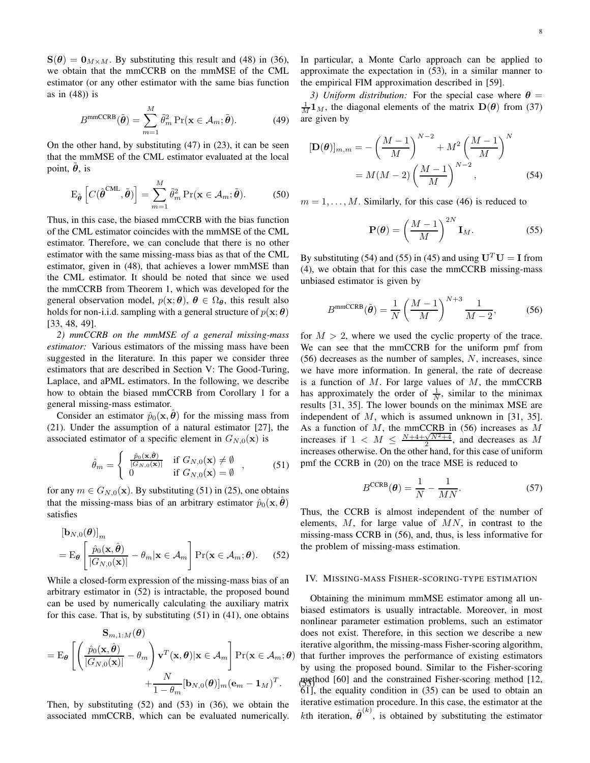$\mathbf{S}(\boldsymbol{\theta}) = \mathbf{0}_{M\times M}$. By substituting this result and (48) in (36), we obtain that the mmCCRB on the mmMSE of the CML estimator (or any other estimator with the same bias function as in (48)) is

$$B^{\text{mmCCRB}}(\tilde{\boldsymbol{\theta}}) = \sum_{m=1}^{M} \tilde{\theta}_m^2 \Pr(\mathbf{x} \in \mathcal{A}_m; \tilde{\boldsymbol{\theta}}). \tag{49}$$

On the other hand, by substituting (47) in (23), it can be seen that the mmMSE of the CML estimator evaluated at the local point, $\tilde{\boldsymbol{\theta}}$, is

$$\mathrm{E}_{\tilde{\boldsymbol{\theta}}}\left[C(\hat{\boldsymbol{\theta}}^{\text{CML}}, \tilde{\boldsymbol{\theta}})\right] = \sum_{m=1}^{M} \tilde{\theta}_m^2 \Pr(\mathbf{x} \in \mathcal{A}_m; \tilde{\boldsymbol{\theta}}). \tag{50}$$

Thus, in this case, the biased mmCCRB with the bias function of the CML estimator coincides with the mmMSE of the CML estimator. Therefore, we can conclude that there is no other estimator with the same missing-mass bias as that of the CML estimator, given in (48), that achieves a lower mmMSE than the CML estimator. It should be noted that since we used the mmCCRB from Theorem 1, which was developed for the general observation model, $p(\mathbf{x};\boldsymbol{\theta})$, $\boldsymbol{\theta} \in \Omega_{\boldsymbol{\theta}}$, this result also holds for non-i.i.d. sampling with a general structure of $p(\mathbf{x};\boldsymbol{\theta})$ [33, 48, 49].

*2) mmCCRB on the mmMSE of a general missing-mass estimator:* Various estimators of the missing mass have been suggested in the literature. In this paper we consider three estimators that are described in Section V: The Good-Turing, Laplace, and aPML estimators. In the following, we describe how to obtain the biased mmCCRB from Corollary 1 for a general missing-mass estimator.

Consider an estimator $\hat{p}_0(\mathbf{x}, \hat{\boldsymbol{\theta}})$ for the missing mass from (21). Under the assumption of a natural estimator [27], the associated estimator of a specific element in $G_{N,0}(\mathbf{x})$ is

$$\hat{\theta}_m = \begin{cases} \frac{\hat{p}_0(\mathbf{x},\hat{\boldsymbol{\theta}})}{|G_{N,0}(\mathbf{x})|} & \text{if } G_{N,0}(\mathbf{x}) \neq \emptyset \\ 0 & \text{if } G_{N,0}(\mathbf{x}) = \emptyset \end{cases}, \tag{51}$$

for any $m \in G_{N,0}(\mathbf{x})$. By substituting (51) in (25), one obtains that the missing-mass bias of an arbitrary estimator $\hat{p}_0(\mathbf{x}, \hat{\boldsymbol{\theta}})$ satisfies

$$\begin{aligned}&[\mathbf{b}_{N,0}(\boldsymbol{\theta})]_m \\ &= \mathrm{E}_{\boldsymbol{\theta}}\left[\frac{\hat{p}_0(\mathbf{x},\hat{\boldsymbol{\theta}})}{|G_{N,0}(\mathbf{x})|} - \theta_m | \mathbf{x} \in \mathcal{A}_m\right] \Pr(\mathbf{x} \in \mathcal{A}_m; \boldsymbol{\theta}). \end{aligned} \tag{52}$$

While a closed-form expression of the missing-mass bias of an arbitrary estimator in (52) is intractable, the proposed bound can be used by numerically calculating the auxiliary matrix for this case. That is, by substituting (51) in (41), one obtains

$$\begin{aligned}&\mathbf{S}_{m,1:M}(\boldsymbol{\theta}) \\ &= \mathrm{E}_{\boldsymbol{\theta}}\left[\left(\frac{\hat{p}_0(\mathbf{x},\hat{\boldsymbol{\theta}})}{|G_{N,0}(\mathbf{x})|} - \theta_m\right)\mathbf{v}^T(\mathbf{x},\boldsymbol{\theta}) | \mathbf{x} \in \mathcal{A}_m\right] \Pr(\mathbf{x} \in \mathcal{A}_m; \boldsymbol{\theta}) \\ &\quad + \frac{N}{1-\theta_m}[\mathbf{b}_{N,0}(\boldsymbol{\theta})]_m (\mathbf{e}_m - \mathbf{1}_M)^T. \end{aligned} \tag{53}$$

Then, by substituting (52) and (53) in (36), we obtain the associated mmCCRB, which can be evaluated numerically. In particular, a Monte Carlo approach can be applied to approximate the expectation in (53), in a similar manner to the empirical FIM approximation described in [59].

*3) Uniform distribution:* For the special case where $\boldsymbol{\theta} = \frac{1}{M}\mathbf{1}_M$, the diagonal elements of the matrix $\mathbf{D}(\boldsymbol{\theta})$ from (37) are given by

$$\begin{aligned}[\mathbf{D}(\boldsymbol{\theta})]_{m,m} &= -\left(\frac{M-1}{M}\right)^{N-2} + M^2\left(\frac{M-1}{M}\right)^N \\ &= M(M-2)\left(\frac{M-1}{M}\right)^{N-2}, \end{aligned} \tag{54}$$

$m = 1, \ldots, M$. Similarly, for this case (46) is reduced to

$$\mathbf{P}(\boldsymbol{\theta}) = \left(\frac{M-1}{M}\right)^{2N} \mathbf{I}_M. \tag{55}$$

By substituting (54) and (55) in (45) and using $\mathbf{U}^T\mathbf{U} = \mathbf{I}$ from (4), we obtain that for this case the mmCCRB missing-mass unbiased estimator is given by

$$B^{\text{mmCCRB}}(\tilde{\boldsymbol{\theta}}) = \frac{1}{N}\left(\frac{M-1}{M}\right)^{N+3}\frac{1}{M-2}, \tag{56}$$

for $M > 2$, where we used the cyclic property of the trace. We can see that the mmCCRB for the uniform pmf from (56) decreases as the number of samples, $N$, increases, since we have more information. In general, the rate of decrease is a function of $M$. For large values of $M$, the mmCCRB has approximately the order of $\frac{1}{N}$, similar to the minimax results [31, 35]. The lower bounds on the minimax MSE are independent of $M$, which is assumed unknown in [31, 35]. As a function of $M$, the mmCCRB in (56) increases as $M$ increases if $1 < M \leq \frac{N+4+\sqrt{N^2+4}}{2}$, and decreases as $M$ increases otherwise. On the other hand, for this case of uniform pmf the CCRB in (20) on the trace MSE is reduced to

$$B^{\text{CCRB}}(\boldsymbol{\theta}) = \frac{1}{N} - \frac{1}{MN}. \tag{57}$$

Thus, the CCRB is almost independent of the number of elements, $M$, for large value of $MN$, in contrast to the missing-mass CCRB in (56), and, thus, is less informative for the problem of missing-mass estimation.

## IV. Missing-mass Fisher-scoring-type estimation

Obtaining the minimum mmMSE estimator among all unbiased estimators is usually intractable. Moreover, in most nonlinear parameter estimation problems, such an estimator does not exist. Therefore, in this section we describe a new iterative algorithm, the missing-mass Fisher-scoring algorithm, that further improves the performance of existing estimators by using the proposed bound. Similar to the Fisher-scoring method [60] and the constrained Fisher-scoring method [12, 61], the equality condition in (35) can be used to obtain an iterative estimation procedure. In this case, the estimator at the $k$th iteration, $\hat{\boldsymbol{\theta}}^{(k)}$, is obtained by substituting the estimator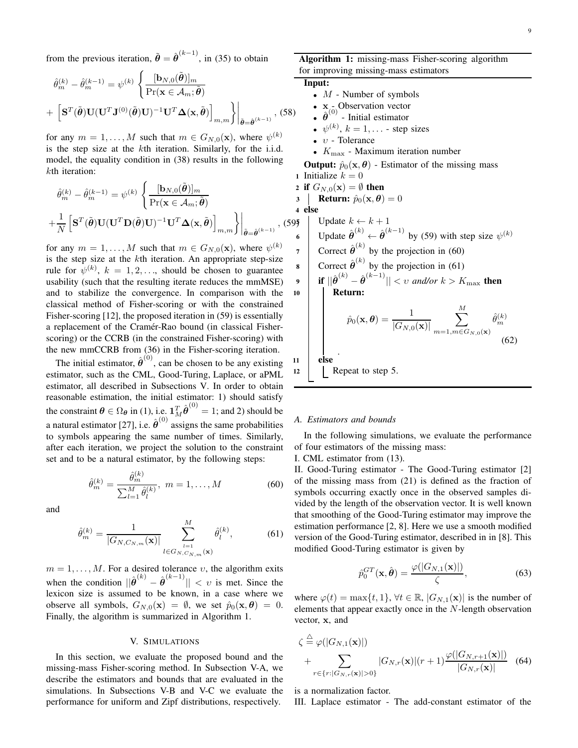from the previous iteration, $\tilde{\boldsymbol{\theta}} = \hat{\boldsymbol{\theta}}^{(k-1)}$, in (35) to obtain

$$\hat{\theta}_m^{(k)} - \hat{\theta}_m^{(k-1)} = \psi^{(k)} \left\{ \frac{[\mathbf{b}_{N,0}(\tilde{\boldsymbol{\theta}})]_m}{\Pr(\mathbf{x} \in \mathcal{A}_m; \tilde{\boldsymbol{\theta}})} + \left[ \mathbf{S}^T(\tilde{\boldsymbol{\theta}}) \mathbf{U} (\mathbf{U}^T \mathbf{J}^{(0)}(\tilde{\boldsymbol{\theta}}) \mathbf{U})^{-1} \mathbf{U}^T \boldsymbol{\Delta}(\mathbf{x}, \tilde{\boldsymbol{\theta}}) \right]_{m,m} \right\} \Bigg|_{\tilde{\boldsymbol{\theta}} = \hat{\boldsymbol{\theta}}^{(k-1)}}, \quad (58)$$

for any $m = 1, \ldots, M$ such that $m \in G_{N,0}(\mathbf{x})$, where $\psi^{(k)}$ is the step size at the $k$th iteration. Similarly, for the i.i.d. model, the equality condition in (38) results in the following $k$th iteration:

$$\hat{\theta}_m^{(k)} - \hat{\theta}_m^{(k-1)} = \psi^{(k)} \left\{ \frac{[\mathbf{b}_{N,0}(\tilde{\boldsymbol{\theta}})]_m}{\Pr(\mathbf{x} \in \mathcal{A}_m; \tilde{\boldsymbol{\theta}})} + \frac{1}{N} \left[ \mathbf{S}^T(\tilde{\boldsymbol{\theta}}) \mathbf{U} (\mathbf{U}^T \mathbf{D}(\tilde{\boldsymbol{\theta}}) \mathbf{U})^{-1} \mathbf{U}^T \boldsymbol{\Delta}(\mathbf{x}, \tilde{\boldsymbol{\theta}}) \right]_{m,m} \right\} \Bigg|_{\tilde{\boldsymbol{\theta}} = \hat{\boldsymbol{\theta}}^{(k-1)}}, \quad (59)$$

for any $m = 1, \ldots, M$ such that $m \in G_{N,0}(\mathbf{x})$, where $\psi^{(k)}$ is the step size at the $k$th iteration. An appropriate step-size rule for $\psi^{(k)}$, $k = 1, 2, \ldots$, should be chosen to guarantee usability (such that the resulting iterate reduces the mmMSE) and to stabilize the convergence. In comparison with the classical method of Fisher-scoring or with the constrained Fisher-scoring [12], the proposed iteration in (59) is essentially a replacement of the Cramér-Rao bound (in classical Fisher-scoring) or the CCRB (in the constrained Fisher-scoring) with the new mmCCRB from (36) in the Fisher-scoring iteration.

The initial estimator, $\hat{\boldsymbol{\theta}}^{(0)}$, can be chosen to be any existing estimator, such as the CML, Good-Turing, Laplace, or aPML estimator, all described in Subsections V. In order to obtain reasonable estimation, the initial estimator: 1) should satisfy the constraint $\boldsymbol{\theta} \in \Omega_{\boldsymbol{\theta}}$ in (1), i.e. $\mathbf{1}_M^T \hat{\boldsymbol{\theta}}^{(0)} = 1$; and 2) should be a natural estimator [27], i.e. $\hat{\boldsymbol{\theta}}^{(0)}$ assigns the same probabilities to symbols appearing the same number of times. Similarly, after each iteration, we project the solution to the constraint set and to be a natural estimator, by the following steps:

$$\hat{\theta}_m^{(k)} = \frac{\hat{\theta}_m^{(k)}}{\sum_{l=1}^M \hat{\theta}_l^{(k)}}, \ m = 1, \ldots, M \quad (60)$$

and

$$\hat{\theta}_m^{(k)} = \frac{1}{|G_{N,C_{N,m}}(\mathbf{x})|} \sum_{\substack{l=1 \\ l \in G_{N,C_{N,m}}(\mathbf{x})}}^{M} \hat{\theta}_l^{(k)}, \quad (61)$$

$m = 1, \ldots, M$. For a desired tolerance $\upsilon$, the algorithm exits when the condition $||\hat{\boldsymbol{\theta}}^{(k)} - \hat{\boldsymbol{\theta}}^{(k-1)}|| < \upsilon$ is met. Since the lexicon size is assumed to be known, in a case where we observe all symbols, $G_{N,0}(\mathbf{x}) = \emptyset$, we set $\hat{p}_0(\mathbf{x}, \boldsymbol{\theta}) = 0$. Finally, the algorithm is summarized in Algorithm 1.

**Algorithm 1:** missing-mass Fisher-scoring algorithm for improving missing-mass estimators

**Input:**
- $M$ - Number of symbols
- $\mathbf{x}$ - Observation vector
- $\hat{\boldsymbol{\theta}}^{(0)}$ - Initial estimator
- $\psi^{(k)}$, $k = 1, \ldots$ - step sizes
- $\upsilon$ - Tolerance
- $K_{\max}$ - Maximum iteration number

**Output:** $\hat{p}_0(\mathbf{x}, \boldsymbol{\theta})$ - Estimator of the missing mass

```
1  Initialize k = 0
2  if G_{N,0}(x) = ∅ then
3  |  Return: p̂_0(x, θ) = 0
4  else
5  |  Update k ← k + 1
6  |  Update θ̂^(k) ← θ̂^(k−1) by (59) with step size ψ^(k)
7  |  Correct θ̂^(k) by the projection in (60)
8  |  Correct θ̂^(k) by the projection in (61)
9  |  if ||θ̂^(k) − θ̂^(k−1)|| < υ and/or k > K_max then
10 |  |  Return:
   |  |     p̂_0(x, θ) = 1/|G_{N,0}(x)| Σ_{m=1, m∈G_{N,0}(x)}^{M} θ̂_m^(k)   (62)
11 |  else
12 |  |  Repeat to step 5.
```

$$\hat{p}_0(\mathbf{x}, \boldsymbol{\theta}) = \frac{1}{|G_{N,0}(\mathbf{x})|} \sum_{m=1, m \in G_{N,0}(\mathbf{x})}^{M} \hat{\theta}_m^{(k)} \quad (62)$$

## V. SIMULATIONS

In this section, we evaluate the proposed bound and the missing-mass Fisher-scoring method. In Subsection V-A, we describe the estimators and bounds that are evaluated in the simulations. In Subsections V-B and V-C we evaluate the performance for uniform and Zipf distributions, respectively.

### *A. Estimators and bounds*

In the following simulations, we evaluate the performance of four estimators of the missing mass:

I. CML estimator from (13).

II. Good-Turing estimator - The Good-Turing estimator [2] of the missing mass from (21) is defined as the fraction of symbols occurring exactly once in the observed samples divided by the length of the observation vector. It is well known that smoothing of the Good-Turing estimator may improve the estimation performance [2, 8]. Here we use a smooth modified version of the Good-Turing estimator, described in in [8]. This modified Good-Turing estimator is given by

$$\hat{p}_0^{GT}(\mathbf{x}, \hat{\boldsymbol{\theta}}) = \frac{\varphi(|G_{N,1}(\mathbf{x})|)}{\zeta}, \quad (63)$$

where $\varphi(t) = \max\{t, 1\}$, $\forall t \in \mathbb{R}$, $|G_{N,1}(\mathbf{x})|$ is the number of elements that appear exactly once in the $N$-length observation vector, $\mathbf{x}$, and

$$\zeta \stackrel{\triangle}{=} \varphi(|G_{N,1}(\mathbf{x})|) + \sum_{r \in \{r : |G_{N,r}(\mathbf{x})| > 0\}} |G_{N,r}(\mathbf{x})| (r+1) \frac{\varphi(|G_{N,r+1}(\mathbf{x})|)}{|G_{N,r}(\mathbf{x})|} \quad (64)$$

is a normalization factor.

III. Laplace estimator - The add-constant estimator of the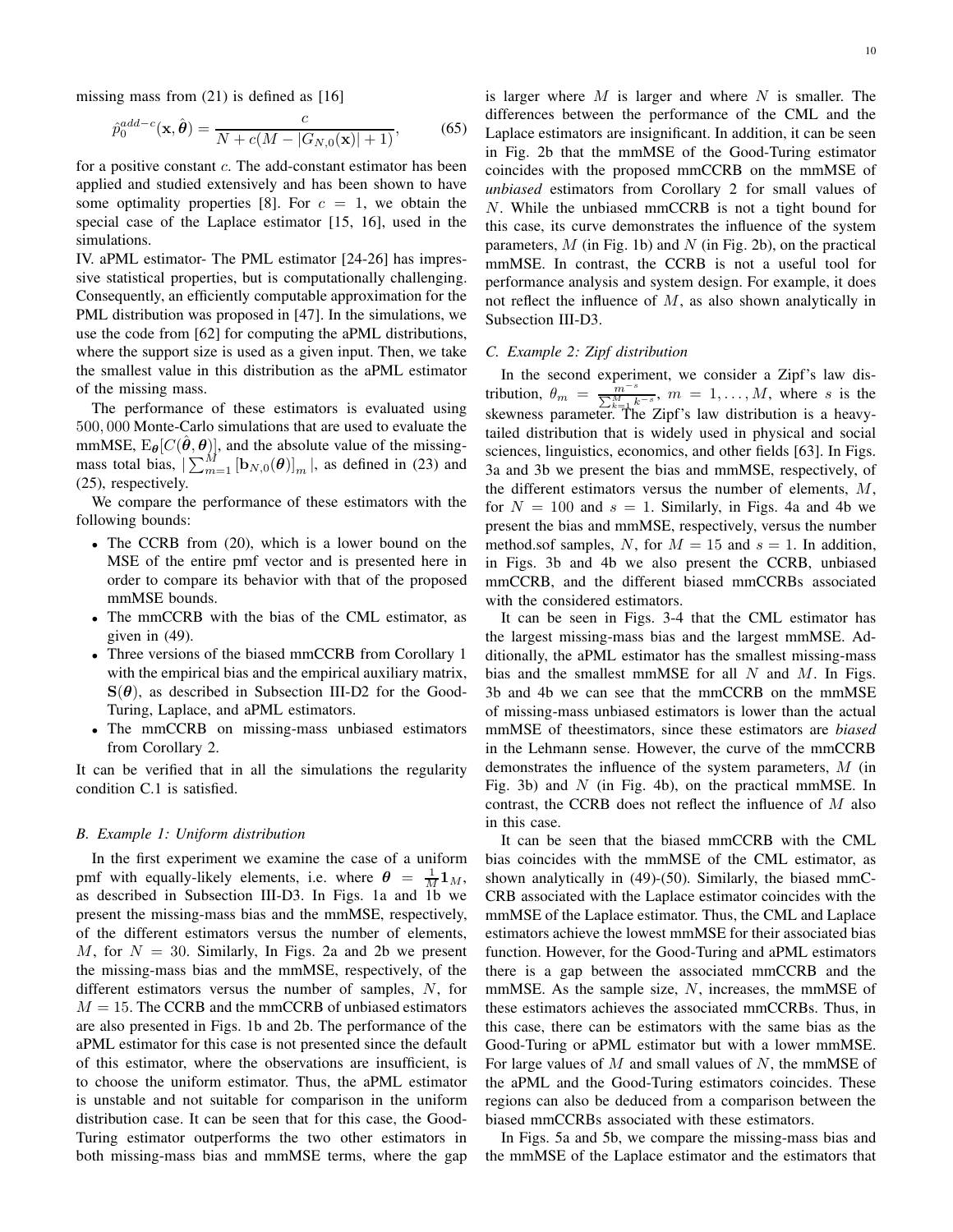missing mass from (21) is defined as [16]

$$\hat{p}_0^{add-c}(\mathbf{x},\hat{\boldsymbol{\theta}}) = \frac{c}{N + c(M - |G_{N,0}(\mathbf{x})| + 1)}, \quad (65)$$

for a positive constant $c$. The add-constant estimator has been applied and studied extensively and has been shown to have some optimality properties [8]. For $c = 1$, we obtain the special case of the Laplace estimator [15, 16], used in the simulations.

IV. aPML estimator- The PML estimator [24-26] has impressive statistical properties, but is computationally challenging. Consequently, an efficiently computable approximation for the PML distribution was proposed in [47]. In the simulations, we use the code from [62] for computing the aPML distributions, where the support size is used as a given input. Then, we take the smallest value in this distribution as the aPML estimator of the missing mass.

The performance of these estimators is evaluated using $500,000$ Monte-Carlo simulations that are used to evaluate the mmMSE, $\mathrm{E}_{\boldsymbol{\theta}}[C(\hat{\boldsymbol{\theta}},\boldsymbol{\theta})]$, and the absolute value of the missing-mass total bias, $|\sum_{m=1}^{M}[\mathbf{b}_{N,0}(\boldsymbol{\theta})]_m|$, as defined in (23) and (25), respectively.

We compare the performance of these estimators with the following bounds:

- The CCRB from (20), which is a lower bound on the MSE of the entire pmf vector and is presented here in order to compare its behavior with that of the proposed mmMSE bounds.
- The mmCCRB with the bias of the CML estimator, as given in (49).
- Three versions of the biased mmCCRB from Corollary 1 with the empirical bias and the empirical auxiliary matrix, $\mathbf{S}(\boldsymbol{\theta})$, as described in Subsection III-D2 for the Good-Turing, Laplace, and aPML estimators.
- The mmCCRB on missing-mass unbiased estimators from Corollary 2.

It can be verified that in all the simulations the regularity condition C.1 is satisfied.

### B. Example 1: Uniform distribution

In the first experiment we examine the case of a uniform pmf with equally-likely elements, i.e. where $\boldsymbol{\theta} = \frac{1}{M}\mathbf{1}_M$, as described in Subsection III-D3. In Figs. 1a and 1b we present the missing-mass bias and the mmMSE, respectively, of the different estimators versus the number of elements, $M$, for $N = 30$. Similarly, In Figs. 2a and 2b we present the missing-mass bias and the mmMSE, respectively, of the different estimators versus the number of samples, $N$, for $M = 15$. The CCRB and the mmCCRB of unbiased estimators are also presented in Figs. 1b and 2b. The performance of the aPML estimator for this case is not presented since the default of this estimator, where the observations are insufficient, is to choose the uniform estimator. Thus, the aPML estimator is unstable and not suitable for comparison in the uniform distribution case. It can be seen that for this case, the Good-Turing estimator outperforms the two other estimators in both missing-mass bias and mmMSE terms, where the gap is larger where $M$ is larger and where $N$ is smaller. The differences between the performance of the CML and the Laplace estimators are insignificant. In addition, it can be seen in Fig. 2b that the mmMSE of the Good-Turing estimator coincides with the proposed mmCCRB on the mmMSE of *unbiased* estimators from Corollary 2 for small values of $N$. While the unbiased mmCCRB is not a tight bound for this case, its curve demonstrates the influence of the system parameters, $M$ (in Fig. 1b) and $N$ (in Fig. 2b), on the practical mmMSE. In contrast, the CCRB is not a useful tool for performance analysis and system design. For example, it does not reflect the influence of $M$, as also shown analytically in Subsection III-D3.

### C. Example 2: Zipf distribution

In the second experiment, we consider a Zipf's law distribution, $\theta_m = \frac{m^{-s}}{\sum_{k=1}^{M} k^{-s}}$, $m = 1,\dots,M$, where $s$ is the skewness parameter. The Zipf's law distribution is a heavy-tailed distribution that is widely used in physical and social sciences, linguistics, economics, and other fields [63]. In Figs. 3a and 3b we present the bias and mmMSE, respectively, of the different estimators versus the number of elements, $M$, for $N = 100$ and $s = 1$. Similarly, in Figs. 4a and 4b we present the bias and mmMSE, respectively, versus the number method.sof samples, $N$, for $M = 15$ and $s = 1$. In addition, in Figs. 3b and 4b we also present the CCRB, unbiased mmCCRB, and the different biased mmCCRBs associated with the considered estimators.

It can be seen in Figs. 3-4 that the CML estimator has the largest missing-mass bias and the largest mmMSE. Additionally, the aPML estimator has the smallest missing-mass bias and the smallest mmMSE for all $N$ and $M$. In Figs. 3b and 4b we can see that the mmCCRB on the mmMSE of missing-mass unbiased estimators is lower than the actual mmMSE of theestimators, since these estimators are *biased* in the Lehmann sense. However, the curve of the mmCCRB demonstrates the influence of the system parameters, $M$ (in Fig. 3b) and $N$ (in Fig. 4b), on the practical mmMSE. In contrast, the CCRB does not reflect the influence of $M$ also in this case.

It can be seen that the biased mmCCRB with the CML bias coincides with the mmMSE of the CML estimator, as shown analytically in (49)-(50). Similarly, the biased mmCCRB associated with the Laplace estimator coincides with the mmMSE of the Laplace estimator. Thus, the CML and Laplace estimators achieve the lowest mmMSE for their associated bias function. However, for the Good-Turing and aPML estimators there is a gap between the associated mmCCRB and the mmMSE. As the sample size, $N$, increases, the mmMSE of these estimators achieves the associated mmCCRBs. Thus, in this case, there can be estimators with the same bias as the Good-Turing or aPML estimator but with a lower mmMSE. For large values of $M$ and small values of $N$, the mmMSE of the aPML and the Good-Turing estimators coincides. These regions can also be deduced from a comparison between the biased mmCCRBs associated with these estimators.

In Figs. 5a and 5b, we compare the missing-mass bias and the mmMSE of the Laplace estimator and the estimators that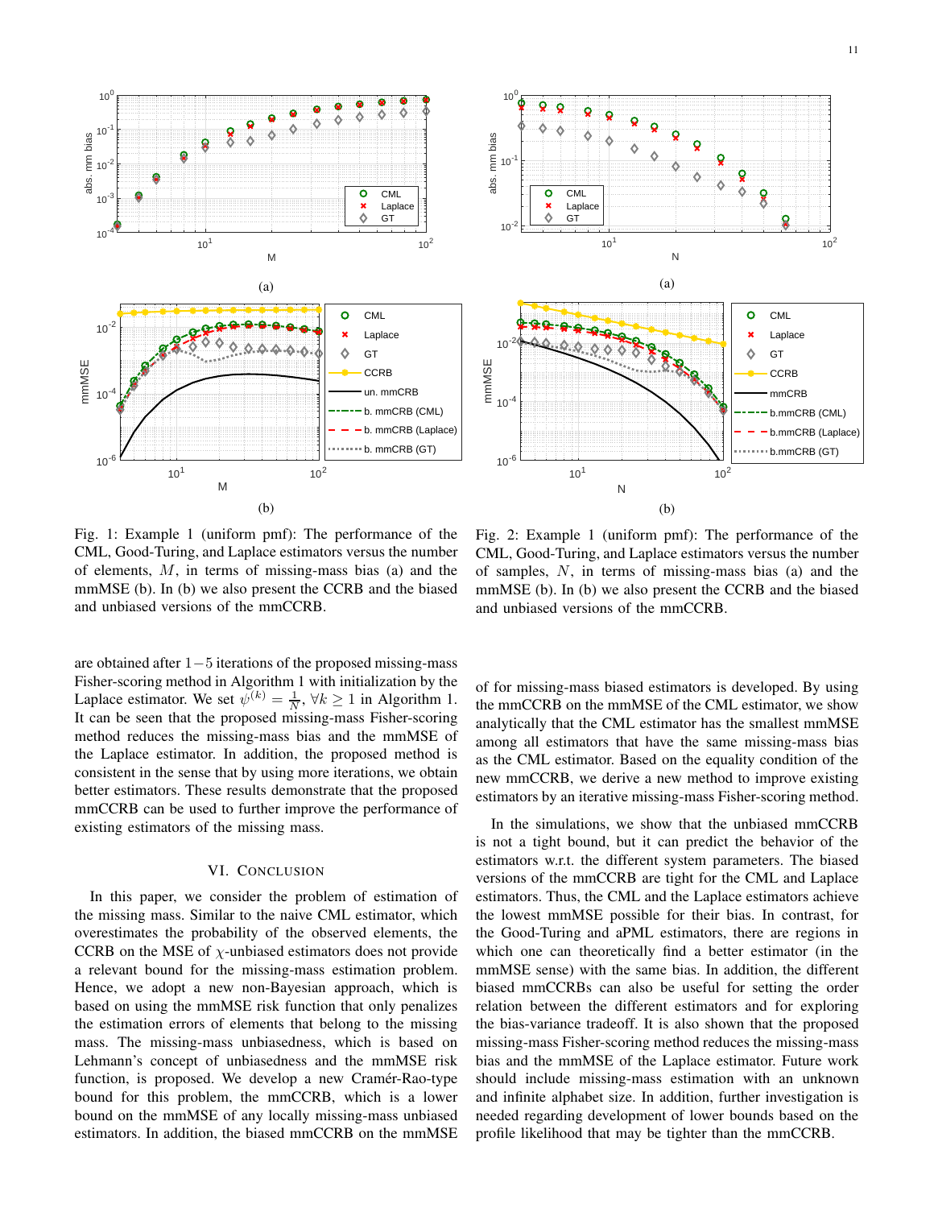Fig. 1: Example 1 (uniform pmf): The performance of the CML, Good-Turing, and Laplace estimators versus the number of elements, $M$, in terms of missing-mass bias (a) and the mmMSE (b). In (b) we also present the CCRB and the biased and unbiased versions of the mmCCRB.

Fig. 2: Example 1 (uniform pmf): The performance of the CML, Good-Turing, and Laplace estimators versus the number of samples, $N$, in terms of missing-mass bias (a) and the mmMSE (b). In (b) we also present the CCRB and the biased and unbiased versions of the mmCCRB.

are obtained after $1-5$ iterations of the proposed missing-mass Fisher-scoring method in Algorithm 1 with initialization by the Laplace estimator. We set $\psi^{(k)} = \frac{1}{N}$, $\forall k \geq 1$ in Algorithm 1. It can be seen that the proposed missing-mass Fisher-scoring method reduces the missing-mass bias and the mmMSE of the Laplace estimator. In addition, the proposed method is consistent in the sense that by using more iterations, we obtain better estimators. These results demonstrate that the proposed mmCCRB can be used to further improve the performance of existing estimators of the missing mass.

## VI. Conclusion

In this paper, we consider the problem of estimation of the missing mass. Similar to the naive CML estimator, which overestimates the probability of the observed elements, the CCRB on the MSE of $\chi$-unbiased estimators does not provide a relevant bound for the missing-mass estimation problem. Hence, we adopt a new non-Bayesian approach, which is based on using the mmMSE risk function that only penalizes the estimation errors of elements that belong to the missing mass. The missing-mass unbiasedness, which is based on Lehmann's concept of unbiasedness and the mmMSE risk function, is proposed. We develop a new Cramér-Rao-type bound for this problem, the mmCCRB, which is a lower bound on the mmMSE of any locally missing-mass unbiased estimators. In addition, the biased mmCCRB on the mmMSE of for missing-mass biased estimators is developed. By using the mmCCRB on the mmMSE of the CML estimator, we show analytically that the CML estimator has the smallest mmMSE among all estimators that have the same missing-mass bias as the CML estimator. Based on the equality condition of the new mmCCRB, we derive a new method to improve existing estimators by an iterative missing-mass Fisher-scoring method.

In the simulations, we show that the unbiased mmCCRB is not a tight bound, but it can predict the behavior of the estimators w.r.t. the different system parameters. The biased versions of the mmCCRB are tight for the CML and Laplace estimators. Thus, the CML and the Laplace estimators achieve the lowest mmMSE possible for their bias. In contrast, for the Good-Turing and aPML estimators, there are regions in which one can theoretically find a better estimator (in the mmMSE sense) with the same bias. In addition, the different biased mmCCRBs can also be useful for setting the order relation between the different estimators and for exploring the bias-variance tradeoff. It is also shown that the proposed missing-mass Fisher-scoring method reduces the missing-mass bias and the mmMSE of the Laplace estimator. Future work should include missing-mass estimation with an unknown and infinite alphabet size. In addition, further investigation is needed regarding development of lower bounds based on the profile likelihood that may be tighter than the mmCCRB.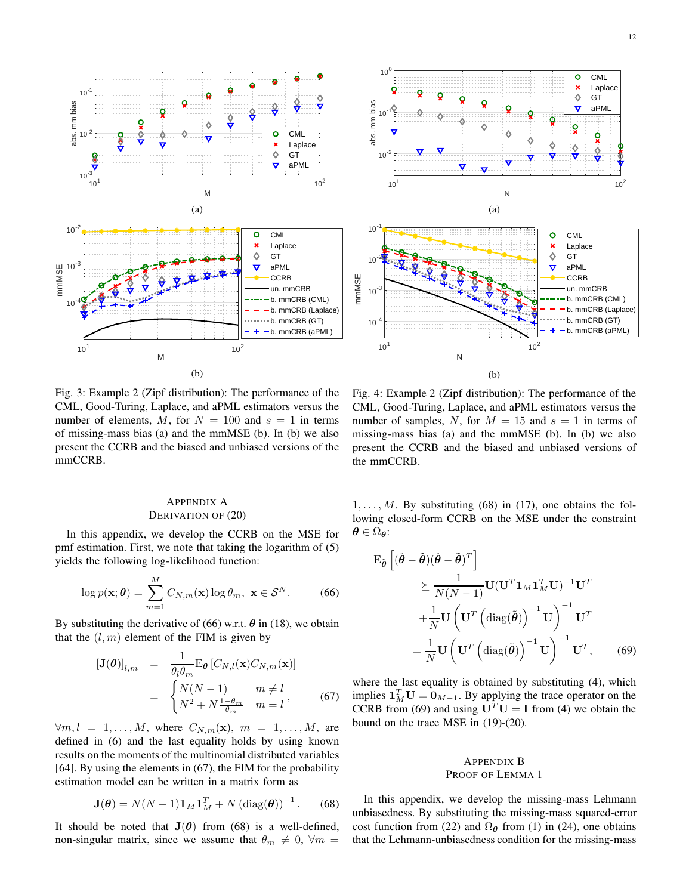Fig. 3: Example 2 (Zipf distribution): The performance of the CML, Good-Turing, Laplace, and aPML estimators versus the number of elements, $M$, for $N = 100$ and $s = 1$ in terms of missing-mass bias (a) and the mmMSE (b). In (b) we also present the CCRB and the biased and unbiased versions of the mmCCRB.

Fig. 4: Example 2 (Zipf distribution): The performance of the CML, Good-Turing, Laplace, and aPML estimators versus the number of samples, $N$, for $M = 15$ and $s = 1$ in terms of missing-mass bias (a) and the mmMSE (b). In (b) we also present the CCRB and the biased and unbiased versions of the mmCCRB.

## Appendix A
## Derivation of (20)

In this appendix, we develop the CCRB on the MSE for pmf estimation. First, we note that taking the logarithm of (5) yields the following log-likelihood function:

$$\log p(\mathbf{x};\boldsymbol{\theta}) = \sum_{m=1}^{M} C_{N,m}(\mathbf{x}) \log \theta_m, \ \ \mathbf{x} \in \mathcal{S}^N. \tag{66}$$

By substituting the derivative of (66) w.r.t. $\boldsymbol{\theta}$ in (18), we obtain that the $(l, m)$ element of the FIM is given by

$$\begin{aligned} [\mathbf{J}(\boldsymbol{\theta})]_{l,m} &= \frac{1}{\theta_l \theta_m} \mathrm{E}_{\boldsymbol{\theta}} \left[ C_{N,l}(\mathbf{x}) C_{N,m}(\mathbf{x}) \right] \\ &= \begin{cases} N(N-1) & m \neq l \\ N^2 + N\frac{1-\theta_m}{\theta_m} & m = l \end{cases}, \end{aligned} \tag{67}$$

$\forall m, l = 1, \ldots, M$, where $C_{N,m}(\mathbf{x})$, $m = 1, \ldots, M$, are defined in (6) and the last equality holds by using known results on the moments of the multinomial distributed variables [64]. By using the elements in (67), the FIM for the probability estimation model can be written in a matrix form as

$$\mathbf{J}(\boldsymbol{\theta}) = N(N-1)\mathbf{1}_M \mathbf{1}_M^T + N \left(\mathrm{diag}(\boldsymbol{\theta})\right)^{-1}. \tag{68}$$

It should be noted that $\mathbf{J}(\boldsymbol{\theta})$ from (68) is a well-defined, non-singular matrix, since we assume that $\theta_m \neq 0$, $\forall m = 1, \ldots, M$. By substituting (68) in (17), one obtains the following closed-form CCRB on the MSE under the constraint $\boldsymbol{\theta} \in \Omega_{\boldsymbol{\theta}}$:

$$\begin{aligned} &\mathrm{E}_{\tilde{\boldsymbol{\theta}}} \left[ (\hat{\boldsymbol{\theta}} - \tilde{\boldsymbol{\theta}})(\hat{\boldsymbol{\theta}} - \tilde{\boldsymbol{\theta}})^T \right] \\ &\quad \succeq \frac{1}{N(N-1)} \mathbf{U}(\mathbf{U}^T \mathbf{1}_M \mathbf{1}_M^T \mathbf{U})^{-1} \mathbf{U}^T \\ &\quad + \frac{1}{N} \mathbf{U} \left( \mathbf{U}^T \left( \mathrm{diag}(\tilde{\boldsymbol{\theta}}) \right)^{-1} \mathbf{U} \right)^{-1} \mathbf{U}^T \\ &\quad = \frac{1}{N} \mathbf{U} \left( \mathbf{U}^T \left( \mathrm{diag}(\tilde{\boldsymbol{\theta}}) \right)^{-1} \mathbf{U} \right)^{-1} \mathbf{U}^T, \end{aligned} \tag{69}$$

where the last equality is obtained by substituting (4), which implies $\mathbf{1}_M^T \mathbf{U} = \mathbf{0}_{M-1}$. By applying the trace operator on the CCRB from (69) and using $\mathbf{U}^T \mathbf{U} = \mathbf{I}$ from (4) we obtain the bound on the trace MSE in (19)-(20).

## Appendix B
## Proof of Lemma 1

In this appendix, we develop the missing-mass Lehmann unbiasedness. By substituting the missing-mass squared-error cost function from (22) and $\Omega_{\boldsymbol{\theta}}$ from (1) in (24), one obtains that the Lehmann-unbiasedness condition for the missing-mass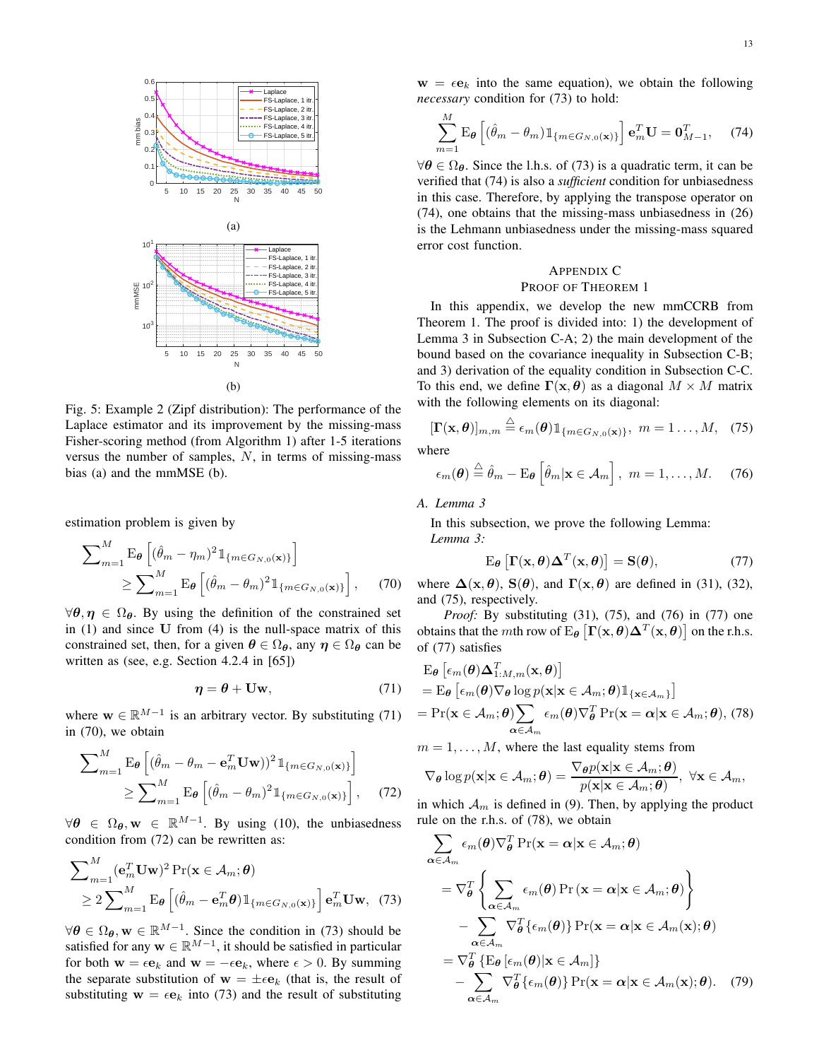Fig. 5: Example 2 (Zipf distribution): The performance of the Laplace estimator and its improvement by the missing-mass Fisher-scoring method (from Algorithm 1) after 1-5 iterations versus the number of samples, $N$, in terms of missing-mass bias (a) and the mmMSE (b).

estimation problem is given by

$$\sum_{m=1}^{M} \mathrm{E}_{\boldsymbol{\theta}}\left[(\hat{\theta}_m - \eta_m)^2 \mathbb{1}_{\{m \in G_{N,0}(\mathbf{x})\}}\right] \geq \sum_{m=1}^{M} \mathrm{E}_{\boldsymbol{\theta}}\left[(\hat{\theta}_m - \theta_m)^2 \mathbb{1}_{\{m \in G_{N,0}(\mathbf{x})\}}\right], \quad (70)$$

$\forall \boldsymbol{\theta}, \boldsymbol{\eta} \in \Omega_{\boldsymbol{\theta}}$. By using the definition of the constrained set in (1) and since $\mathbf{U}$ from (4) is the null-space matrix of this constrained set, then, for a given $\boldsymbol{\theta} \in \Omega_{\boldsymbol{\theta}}$, any $\boldsymbol{\eta} \in \Omega_{\boldsymbol{\theta}}$ can be written as (see, e.g. Section 4.2.4 in [65])

$$\boldsymbol{\eta} = \boldsymbol{\theta} + \mathbf{U}\mathbf{w}, \quad (71)$$

where $\mathbf{w} \in \mathbb{R}^{M-1}$ is an arbitrary vector. By substituting (71) in (70), we obtain

$$\sum_{m=1}^{M} \mathrm{E}_{\boldsymbol{\theta}}\left[(\hat{\theta}_m - \theta_m - \mathbf{e}_m^T\mathbf{U}\mathbf{w}))^2 \mathbb{1}_{\{m \in G_{N,0}(\mathbf{x})\}}\right] \geq \sum_{m=1}^{M} \mathrm{E}_{\boldsymbol{\theta}}\left[(\hat{\theta}_m - \theta_m)^2 \mathbb{1}_{\{m \in G_{N,0}(\mathbf{x})\}}\right], \quad (72)$$

$\forall \boldsymbol{\theta} \in \Omega_{\boldsymbol{\theta}}, \mathbf{w} \in \mathbb{R}^{M-1}$. By using (10), the unbiasedness condition from (72) can be rewritten as:

$$\sum_{m=1}^{M} (\mathbf{e}_m^T\mathbf{U}\mathbf{w})^2 \Pr(\mathbf{x} \in \mathcal{A}_m; \boldsymbol{\theta}) \geq 2\sum_{m=1}^{M} \mathrm{E}_{\boldsymbol{\theta}}\left[(\hat{\theta}_m - \mathbf{e}_m^T\boldsymbol{\theta}) \mathbb{1}_{\{m \in G_{N,0}(\mathbf{x})\}}\right] \mathbf{e}_m^T\mathbf{U}\mathbf{w}, \quad (73)$$

$\forall \boldsymbol{\theta} \in \Omega_{\boldsymbol{\theta}}, \mathbf{w} \in \mathbb{R}^{M-1}$. Since the condition in (73) should be satisfied for any $\mathbf{w} \in \mathbb{R}^{M-1}$, it should be satisfied in particular for both $\mathbf{w} = \epsilon\mathbf{e}_k$ and $\mathbf{w} = -\epsilon\mathbf{e}_k$, where $\epsilon > 0$. By summing the separate substitution of $\mathbf{w} = \pm\epsilon\mathbf{e}_k$ (that is, the result of substituting $\mathbf{w} = \epsilon\mathbf{e}_k$ into (73) and the result of substituting $\mathbf{w} = \epsilon\mathbf{e}_k$ into the same equation), we obtain the following *necessary* condition for (73) to hold:

$$\sum_{m=1}^{M} \mathrm{E}_{\boldsymbol{\theta}}\left[(\hat{\theta}_m - \theta_m) \mathbb{1}_{\{m \in G_{N,0}(\mathbf{x})\}}\right] \mathbf{e}_m^T\mathbf{U} = \mathbf{0}_{M-1}^T, \quad (74)$$

$\forall \boldsymbol{\theta} \in \Omega_{\boldsymbol{\theta}}$. Since the l.h.s. of (73) is a quadratic term, it can be verified that (74) is also a *sufficient* condition for unbiasedness in this case. Therefore, by applying the transpose operator on (74), one obtains that the missing-mass unbiasedness in (26) is the Lehmann unbiasedness under the missing-mass squared error cost function.

## Appendix C
## Proof of Theorem 1

In this appendix, we develop the new mmCCRB from Theorem 1. The proof is divided into: 1) the development of Lemma 3 in Subsection C-A; 2) the main development of the bound based on the covariance inequality in Subsection C-B; and 3) derivation of the equality condition in Subsection C-C. To this end, we define $\boldsymbol{\Gamma}(\mathbf{x}, \boldsymbol{\theta})$ as a diagonal $M \times M$ matrix with the following elements on its diagonal:

$$[\boldsymbol{\Gamma}(\mathbf{x}, \boldsymbol{\theta})]_{m,m} \stackrel{\triangle}{=} \epsilon_m(\boldsymbol{\theta}) \mathbb{1}_{\{m \in G_{N,0}(\mathbf{x})\}}, \ m = 1 \ldots, M, \quad (75)$$

where

$$\epsilon_m(\boldsymbol{\theta}) \stackrel{\triangle}{=} \hat{\theta}_m - \mathrm{E}_{\boldsymbol{\theta}}\left[\hat{\theta}_m | \mathbf{x} \in \mathcal{A}_m\right], \ m = 1, \ldots, M. \quad (76)$$

### A. Lemma 3

In this subsection, we prove the following Lemma:

*Lemma 3:*

$$\mathrm{E}_{\boldsymbol{\theta}}\left[\boldsymbol{\Gamma}(\mathbf{x}, \boldsymbol{\theta})\boldsymbol{\Delta}^T(\mathbf{x}, \boldsymbol{\theta})\right] = \mathbf{S}(\boldsymbol{\theta}), \quad (77)$$

where $\boldsymbol{\Delta}(\mathbf{x}, \boldsymbol{\theta})$, $\mathbf{S}(\boldsymbol{\theta})$, and $\boldsymbol{\Gamma}(\mathbf{x}, \boldsymbol{\theta})$ are defined in (31), (32), and (75), respectively.

*Proof:* By substituting (31), (75), and (76) in (77) one obtains that the $m$th row of $\mathrm{E}_{\boldsymbol{\theta}}\left[\boldsymbol{\Gamma}(\mathbf{x}, \boldsymbol{\theta})\boldsymbol{\Delta}^T(\mathbf{x}, \boldsymbol{\theta})\right]$ on the r.h.s. of (77) satisfies

$$\begin{aligned}
&\mathrm{E}_{\boldsymbol{\theta}}\left[\epsilon_m(\boldsymbol{\theta})\boldsymbol{\Delta}_{1:M,m}^T(\mathbf{x}, \boldsymbol{\theta})\right] \\
&= \mathrm{E}_{\boldsymbol{\theta}}\left[\epsilon_m(\boldsymbol{\theta})\nabla_{\boldsymbol{\theta}} \log p(\mathbf{x}|\mathbf{x} \in \mathcal{A}_m; \boldsymbol{\theta})\mathbb{1}_{\{\mathbf{x} \in \mathcal{A}_m\}}\right] \\
&= \Pr(\mathbf{x} \in \mathcal{A}_m; \boldsymbol{\theta})\sum_{\boldsymbol{\alpha} \in \mathcal{A}_m} \epsilon_m(\boldsymbol{\theta})\nabla_{\boldsymbol{\theta}}^T \Pr(\mathbf{x} = \boldsymbol{\alpha}|\mathbf{x} \in \mathcal{A}_m; \boldsymbol{\theta}), \quad (78)
\end{aligned}$$

$m = 1, \ldots, M$, where the last equality stems from

$$\nabla_{\boldsymbol{\theta}} \log p(\mathbf{x}|\mathbf{x} \in \mathcal{A}_m; \boldsymbol{\theta}) = \frac{\nabla_{\boldsymbol{\theta}} p(\mathbf{x}|\mathbf{x} \in \mathcal{A}_m; \boldsymbol{\theta})}{p(\mathbf{x}|\mathbf{x} \in \mathcal{A}_m; \boldsymbol{\theta})}, \ \forall \mathbf{x} \in \mathcal{A}_m,$$

in which $\mathcal{A}_m$ is defined in (9). Then, by applying the product rule on the r.h.s. of (78), we obtain

$$\begin{aligned}
&\sum_{\boldsymbol{\alpha} \in \mathcal{A}_m} \epsilon_m(\boldsymbol{\theta})\nabla_{\boldsymbol{\theta}}^T \Pr(\mathbf{x} = \boldsymbol{\alpha}|\mathbf{x} \in \mathcal{A}_m; \boldsymbol{\theta}) \\
&= \nabla_{\boldsymbol{\theta}}^T \left\{ \sum_{\boldsymbol{\alpha} \in \mathcal{A}_m} \epsilon_m(\boldsymbol{\theta}) \Pr(\mathbf{x} = \boldsymbol{\alpha}|\mathbf{x} \in \mathcal{A}_m; \boldsymbol{\theta}) \right\} \\
&\quad - \sum_{\boldsymbol{\alpha} \in \mathcal{A}_m} \nabla_{\boldsymbol{\theta}}^T\{\epsilon_m(\boldsymbol{\theta})\} \Pr(\mathbf{x} = \boldsymbol{\alpha}|\mathbf{x} \in \mathcal{A}_m(\mathbf{x}); \boldsymbol{\theta}) \\
&= \nabla_{\boldsymbol{\theta}}^T\{\mathrm{E}_{\boldsymbol{\theta}}[\epsilon_m(\boldsymbol{\theta})|\mathbf{x} \in \mathcal{A}_m]\} \\
&\quad - \sum_{\boldsymbol{\alpha} \in \mathcal{A}_m} \nabla_{\boldsymbol{\theta}}^T\{\epsilon_m(\boldsymbol{\theta})\} \Pr(\mathbf{x} = \boldsymbol{\alpha}|\mathbf{x} \in \mathcal{A}_m(\mathbf{x}); \boldsymbol{\theta}). \quad (79)
\end{aligned}$$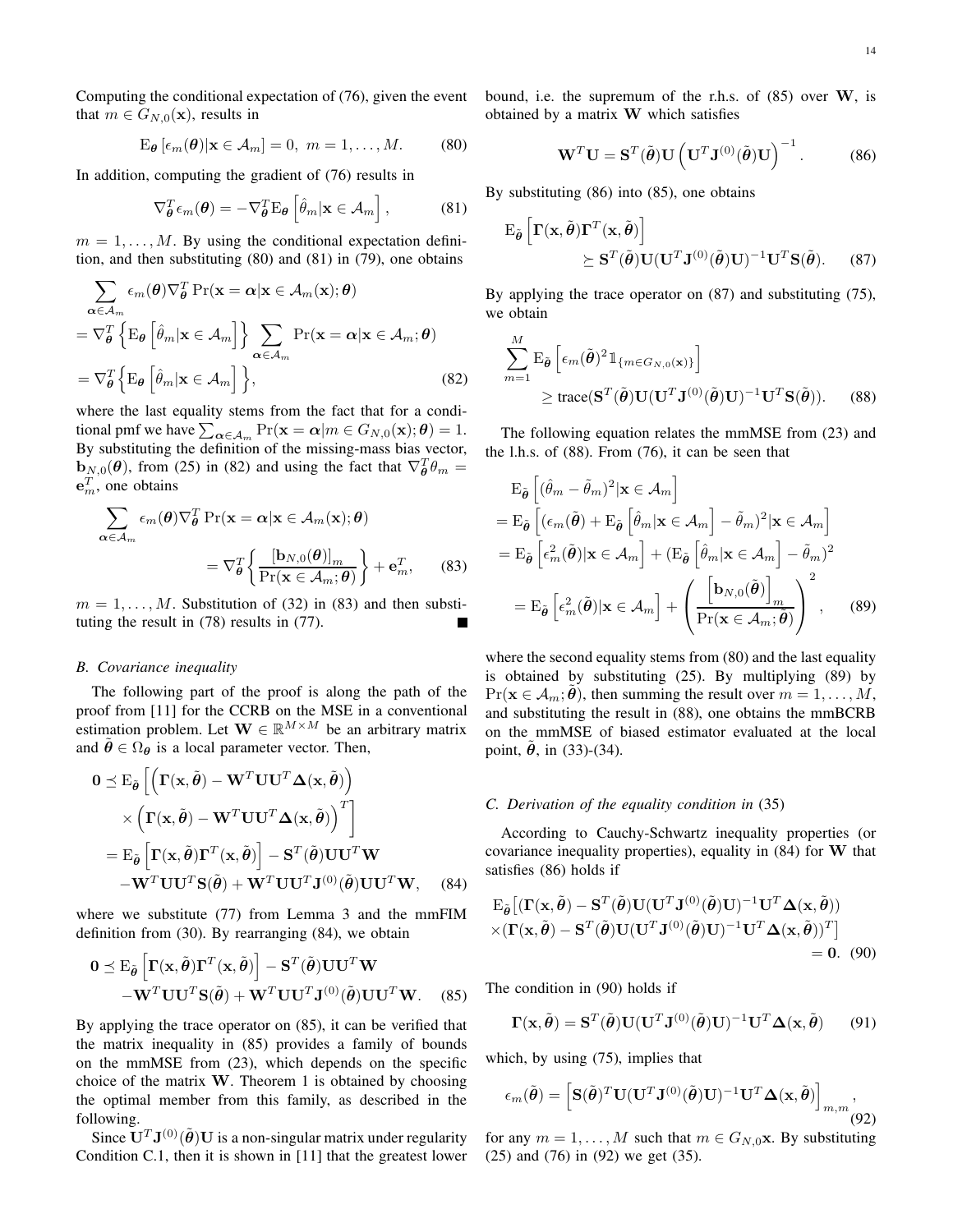Computing the conditional expectation of (76), given the event that $m \in G_{N,0}(\mathbf{x})$, results in

$$\mathrm{E}_{\boldsymbol{\theta}}\left[\epsilon_m(\boldsymbol{\theta})|\mathbf{x} \in \mathcal{A}_m\right] = 0,\ m = 1, \ldots, M. \tag{80}$$

In addition, computing the gradient of (76) results in

$$\nabla_{\boldsymbol{\theta}}^T \epsilon_m(\boldsymbol{\theta}) = -\nabla_{\boldsymbol{\theta}}^T \mathrm{E}_{\boldsymbol{\theta}}\left[\hat{\theta}_m|\mathbf{x} \in \mathcal{A}_m\right], \tag{81}$$

$m = 1, \ldots, M$. By using the conditional expectation definition, and then substituting (80) and (81) in (79), one obtains

$$\begin{aligned}
&\sum_{\boldsymbol{\alpha} \in \mathcal{A}_m} \epsilon_m(\boldsymbol{\theta}) \nabla_{\boldsymbol{\theta}}^T \Pr(\mathbf{x} = \boldsymbol{\alpha}|\mathbf{x} \in \mathcal{A}_m(\mathbf{x}); \boldsymbol{\theta}) \\
&= \nabla_{\boldsymbol{\theta}}^T \left\{ \mathrm{E}_{\boldsymbol{\theta}}\left[\hat{\theta}_m|\mathbf{x} \in \mathcal{A}_m\right]\right\} \sum_{\boldsymbol{\alpha} \in \mathcal{A}_m} \Pr(\mathbf{x} = \boldsymbol{\alpha}|\mathbf{x} \in \mathcal{A}_m; \boldsymbol{\theta}) \\
&= \nabla_{\boldsymbol{\theta}}^T \left\{ \mathrm{E}_{\boldsymbol{\theta}}\left[\hat{\theta}_m|\mathbf{x} \in \mathcal{A}_m\right]\right\},
\end{aligned} \tag{82}$$

where the last equality stems from the fact that for a conditional pmf we have $\sum_{\boldsymbol{\alpha} \in \mathcal{A}_m} \Pr(\mathbf{x} = \boldsymbol{\alpha}|m \in G_{N,0}(\mathbf{x}); \boldsymbol{\theta}) = 1$. By substituting the definition of the missing-mass bias vector, $\mathbf{b}_{N,0}(\boldsymbol{\theta})$, from (25) in (82) and using the fact that $\nabla_{\boldsymbol{\theta}}^T \theta_m = \mathbf{e}_m^T$, one obtains

$$\begin{aligned}
&\sum_{\boldsymbol{\alpha} \in \mathcal{A}_m} \epsilon_m(\boldsymbol{\theta}) \nabla_{\boldsymbol{\theta}}^T \Pr(\mathbf{x} = \boldsymbol{\alpha}|\mathbf{x} \in \mathcal{A}_m(\mathbf{x}); \boldsymbol{\theta}) \\
&\qquad = \nabla_{\boldsymbol{\theta}}^T \left\{ \frac{[\mathbf{b}_{N,0}(\boldsymbol{\theta})]_m}{\Pr(\mathbf{x} \in \mathcal{A}_m; \boldsymbol{\theta})} \right\} + \mathbf{e}_m^T,
\end{aligned} \tag{83}$$

$m = 1, \ldots, M$. Substitution of (32) in (83) and then substituting the result in (78) results in (77). ■

### B. Covariance inequality

The following part of the proof is along the path of the proof from [11] for the CCRB on the MSE in a conventional estimation problem. Let $\mathbf{W} \in \mathbb{R}^{M \times M}$ be an arbitrary matrix and $\tilde{\boldsymbol{\theta}} \in \Omega_{\boldsymbol{\theta}}$ is a local parameter vector. Then,

$$\begin{aligned}
\mathbf{0} &\preceq \mathrm{E}_{\tilde{\boldsymbol{\theta}}}\left[ \left( \boldsymbol{\Gamma}(\mathbf{x}, \tilde{\boldsymbol{\theta}}) - \mathbf{W}^T \mathbf{U}\mathbf{U}^T \boldsymbol{\Delta}(\mathbf{x}, \tilde{\boldsymbol{\theta}}) \right) \right. \\
&\quad \left. \times \left( \boldsymbol{\Gamma}(\mathbf{x}, \tilde{\boldsymbol{\theta}}) - \mathbf{W}^T \mathbf{U}\mathbf{U}^T \boldsymbol{\Delta}(\mathbf{x}, \tilde{\boldsymbol{\theta}}) \right)^T \right] \\
&= \mathrm{E}_{\tilde{\boldsymbol{\theta}}}\left[ \boldsymbol{\Gamma}(\mathbf{x}, \tilde{\boldsymbol{\theta}}) \boldsymbol{\Gamma}^T(\mathbf{x}, \tilde{\boldsymbol{\theta}}) \right] - \mathbf{S}^T(\tilde{\boldsymbol{\theta}}) \mathbf{U}\mathbf{U}^T \mathbf{W} \\
&\quad - \mathbf{W}^T \mathbf{U}\mathbf{U}^T \mathbf{S}(\tilde{\boldsymbol{\theta}}) + \mathbf{W}^T \mathbf{U}\mathbf{U}^T \mathbf{J}^{(0)}(\tilde{\boldsymbol{\theta}}) \mathbf{U}\mathbf{U}^T \mathbf{W},
\end{aligned} \tag{84}$$

where we substitute (77) from Lemma 3 and the mmFIM definition from (30). By rearranging (84), we obtain

$$\begin{aligned}
\mathbf{0} &\preceq \mathrm{E}_{\tilde{\boldsymbol{\theta}}}\left[ \boldsymbol{\Gamma}(\mathbf{x}, \tilde{\boldsymbol{\theta}}) \boldsymbol{\Gamma}^T(\mathbf{x}, \tilde{\boldsymbol{\theta}}) \right] - \mathbf{S}^T(\tilde{\boldsymbol{\theta}}) \mathbf{U}\mathbf{U}^T \mathbf{W} \\
&\quad - \mathbf{W}^T \mathbf{U}\mathbf{U}^T \mathbf{S}(\tilde{\boldsymbol{\theta}}) + \mathbf{W}^T \mathbf{U}\mathbf{U}^T \mathbf{J}^{(0)}(\tilde{\boldsymbol{\theta}}) \mathbf{U}\mathbf{U}^T \mathbf{W}.
\end{aligned} \tag{85}$$

By applying the trace operator on (85), it can be verified that the matrix inequality in (85) provides a family of bounds on the mmMSE from (23), which depends on the specific choice of the matrix $\mathbf{W}$. Theorem 1 is obtained by choosing the optimal member from this family, as described in the following.

Since $\mathbf{U}^T \mathbf{J}^{(0)}(\tilde{\boldsymbol{\theta}}) \mathbf{U}$ is a non-singular matrix under regularity Condition C.1, then it is shown in [11] that the greatest lower bound, i.e. the supremum of the r.h.s. of (85) over $\mathbf{W}$, is obtained by a matrix $\mathbf{W}$ which satisfies

$$\mathbf{W}^T \mathbf{U} = \mathbf{S}^T(\tilde{\boldsymbol{\theta}}) \mathbf{U} \left( \mathbf{U}^T \mathbf{J}^{(0)}(\tilde{\boldsymbol{\theta}}) \mathbf{U} \right)^{-1}. \tag{86}$$

By substituting (86) into (85), one obtains

$$\begin{aligned}
&\mathrm{E}_{\tilde{\boldsymbol{\theta}}}\left[ \boldsymbol{\Gamma}(\mathbf{x}, \tilde{\boldsymbol{\theta}}) \boldsymbol{\Gamma}^T(\mathbf{x}, \tilde{\boldsymbol{\theta}}) \right] \\
&\qquad \succeq \mathbf{S}^T(\tilde{\boldsymbol{\theta}}) \mathbf{U} (\mathbf{U}^T \mathbf{J}^{(0)}(\tilde{\boldsymbol{\theta}}) \mathbf{U})^{-1} \mathbf{U}^T \mathbf{S}(\tilde{\boldsymbol{\theta}}).
\end{aligned} \tag{87}$$

By applying the trace operator on (87) and substituting (75), we obtain

$$\begin{aligned}
&\sum_{m=1}^{M} \mathrm{E}_{\tilde{\boldsymbol{\theta}}}\left[ \epsilon_m(\tilde{\boldsymbol{\theta}})^2 \mathbb{1}_{\{m \in G_{N,0}(\mathbf{x})\}} \right] \\
&\qquad \geq \mathrm{trace}(\mathbf{S}^T(\tilde{\boldsymbol{\theta}}) \mathbf{U} (\mathbf{U}^T \mathbf{J}^{(0)}(\tilde{\boldsymbol{\theta}}) \mathbf{U})^{-1} \mathbf{U}^T \mathbf{S}(\tilde{\boldsymbol{\theta}})).
\end{aligned} \tag{88}$$

The following equation relates the mmMSE from (23) and the l.h.s. of (88). From (76), it can be seen that

$$\begin{aligned}
&\mathrm{E}_{\tilde{\boldsymbol{\theta}}}\left[ (\hat{\theta}_m - \tilde{\theta}_m)^2 | \mathbf{x} \in \mathcal{A}_m \right] \\
&= \mathrm{E}_{\tilde{\boldsymbol{\theta}}}\left[ (\epsilon_m(\tilde{\boldsymbol{\theta}}) + \mathrm{E}_{\tilde{\boldsymbol{\theta}}}\left[\hat{\theta}_m|\mathbf{x} \in \mathcal{A}_m\right] - \tilde{\theta}_m)^2 | \mathbf{x} \in \mathcal{A}_m \right] \\
&= \mathrm{E}_{\tilde{\boldsymbol{\theta}}}\left[ \epsilon_m^2(\tilde{\boldsymbol{\theta}}) | \mathbf{x} \in \mathcal{A}_m \right] + (\mathrm{E}_{\tilde{\boldsymbol{\theta}}}\left[\hat{\theta}_m|\mathbf{x} \in \mathcal{A}_m\right] - \tilde{\theta}_m)^2 \\
&= \mathrm{E}_{\tilde{\boldsymbol{\theta}}}\left[ \epsilon_m^2(\tilde{\boldsymbol{\theta}}) | \mathbf{x} \in \mathcal{A}_m \right] + \left( \frac{\left[\mathbf{b}_{N,0}(\tilde{\boldsymbol{\theta}})\right]_m}{\Pr(\mathbf{x} \in \mathcal{A}_m; \tilde{\boldsymbol{\theta}})} \right)^2,
\end{aligned} \tag{89}$$

where the second equality stems from (80) and the last equality is obtained by substituting (25). By multiplying (89) by $\Pr(\mathbf{x} \in \mathcal{A}_m; \tilde{\boldsymbol{\theta}})$, then summing the result over $m = 1, \ldots, M$, and substituting the result in (88), one obtains the mmBCRB on the mmMSE of biased estimator evaluated at the local point, $\tilde{\boldsymbol{\theta}}$, in (33)-(34).

### C. Derivation of the equality condition in (35)

According to Cauchy-Schwartz inequality properties (or covariance inequality properties), equality in (84) for $\mathbf{W}$ that satisfies (86) holds if

$$\begin{aligned}
&\mathrm{E}_{\tilde{\boldsymbol{\theta}}}\big[ (\boldsymbol{\Gamma}(\mathbf{x}, \tilde{\boldsymbol{\theta}}) - \mathbf{S}^T(\tilde{\boldsymbol{\theta}}) \mathbf{U} (\mathbf{U}^T \mathbf{J}^{(0)}(\tilde{\boldsymbol{\theta}}) \mathbf{U})^{-1} \mathbf{U}^T \boldsymbol{\Delta}(\mathbf{x}, \tilde{\boldsymbol{\theta}})) \\
&\times (\boldsymbol{\Gamma}(\mathbf{x}, \tilde{\boldsymbol{\theta}}) - \mathbf{S}^T(\tilde{\boldsymbol{\theta}}) \mathbf{U} (\mathbf{U}^T \mathbf{J}^{(0)}(\tilde{\boldsymbol{\theta}}) \mathbf{U})^{-1} \mathbf{U}^T \boldsymbol{\Delta}(\mathbf{x}, \tilde{\boldsymbol{\theta}}))^T \big] \\
&\qquad = \mathbf{0}.
\end{aligned} \tag{90}$$

The condition in (90) holds if

$$\boldsymbol{\Gamma}(\mathbf{x}, \tilde{\boldsymbol{\theta}}) = \mathbf{S}^T(\tilde{\boldsymbol{\theta}}) \mathbf{U} (\mathbf{U}^T \mathbf{J}^{(0)}(\tilde{\boldsymbol{\theta}}) \mathbf{U})^{-1} \mathbf{U}^T \boldsymbol{\Delta}(\mathbf{x}, \tilde{\boldsymbol{\theta}}) \tag{91}$$

which, by using (75), implies that

$$\epsilon_m(\tilde{\boldsymbol{\theta}}) = \left[ \mathbf{S}(\tilde{\boldsymbol{\theta}})^T \mathbf{U} (\mathbf{U}^T \mathbf{J}^{(0)}(\tilde{\boldsymbol{\theta}}) \mathbf{U})^{-1} \mathbf{U}^T \boldsymbol{\Delta}(\mathbf{x}, \tilde{\boldsymbol{\theta}}) \right]_{m,m}, \tag{92}$$

for any $m = 1, \ldots, M$ such that $m \in G_{N,0}\mathbf{x}$. By substituting (25) and (76) in (92) we get (35).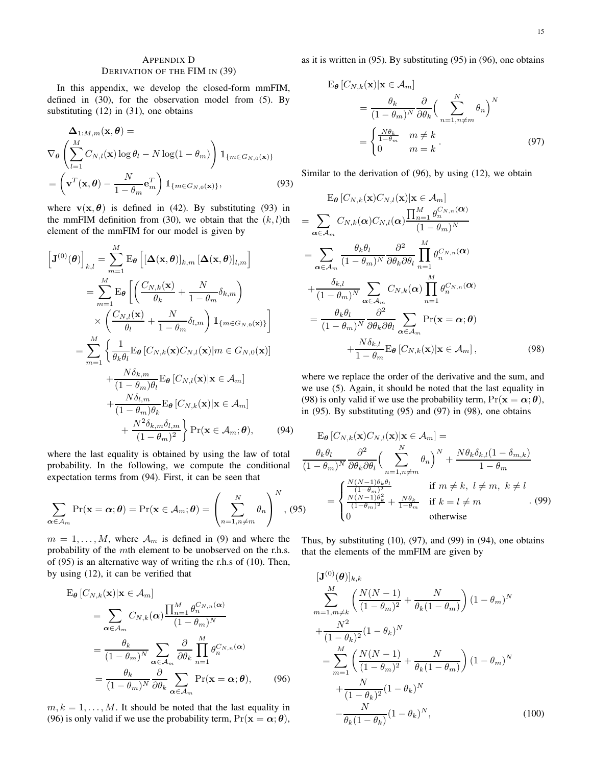## Appendix D
## Derivation of the FIM in (39)

In this appendix, we develop the closed-form mmFIM, defined in (30), for the observation model from (5). By substituting (12) in (31), one obtains

$$
\begin{aligned}
&\boldsymbol{\Delta}_{1:M,m}(\mathbf{x},\boldsymbol{\theta}) = \\
&\nabla_{\boldsymbol{\theta}}\left(\sum_{l=1}^{M} C_{N,l}(\mathbf{x})\log\theta_l - N\log(1-\theta_m)\right)\mathbb{1}_{\{m\in G_{N,0}(\mathbf{x})\}} \\
&= \left(\mathbf{v}^T(\mathbf{x},\boldsymbol{\theta}) - \frac{N}{1-\theta_m}\mathbf{e}_m^T\right)\mathbb{1}_{\{m\in G_{N,0}(\mathbf{x})\}},
\end{aligned} \tag{93}
$$

where $\mathbf{v}(\mathbf{x},\boldsymbol{\theta})$ is defined in (42). By substituting (93) in the mmFIM definition from (30), we obtain that the $(k,l)$th element of the mmFIM for our model is given by

$$
\begin{aligned}
\left[\mathbf{J}^{(0)}(\boldsymbol{\theta})\right]_{k,l} &= \sum_{m=1}^{M} \mathrm{E}_{\boldsymbol{\theta}}\left[[\boldsymbol{\Delta}(\mathbf{x},\boldsymbol{\theta})]_{k,m}[\boldsymbol{\Delta}(\mathbf{x},\boldsymbol{\theta})]_{l,m}\right] \\
&= \sum_{m=1}^{M} \mathrm{E}_{\boldsymbol{\theta}}\left[\left(\frac{C_{N,k}(\mathbf{x})}{\theta_k} + \frac{N}{1-\theta_m}\delta_{k,m}\right)\right. \\
&\quad\times\left.\left(\frac{C_{N,l}(\mathbf{x})}{\theta_l} + \frac{N}{1-\theta_m}\delta_{l,m}\right)\mathbb{1}_{\{m\in G_{N,0}(\mathbf{x})\}}\right] \\
&= \sum_{m=1}^{M}\left\{\frac{1}{\theta_k\theta_l}\mathrm{E}_{\boldsymbol{\theta}}\left[C_{N,k}(\mathbf{x})C_{N,l}(\mathbf{x})|m\in G_{N,0}(\mathbf{x})\right]\right. \\
&\quad + \frac{N\delta_{k,m}}{(1-\theta_m)\theta_l}\mathrm{E}_{\boldsymbol{\theta}}\left[C_{N,l}(\mathbf{x})|\mathbf{x}\in\mathcal{A}_m\right] \\
&\quad + \frac{N\delta_{l,m}}{(1-\theta_m)\theta_k}\mathrm{E}_{\boldsymbol{\theta}}\left[C_{N,k}(\mathbf{x})|\mathbf{x}\in\mathcal{A}_m\right] \\
&\quad\left. + \frac{N^2\delta_{k,m}\delta_{l,m}}{(1-\theta_m)^2}\right\}\Pr(\mathbf{x}\in\mathcal{A}_m;\boldsymbol{\theta}),
\end{aligned} \tag{94}
$$

where the last equality is obtained by using the law of total probability. In the following, we compute the conditional expectation terms from (94). First, it can be seen that

$$
\sum_{\boldsymbol{\alpha}\in\mathcal{A}_m}\Pr(\mathbf{x}=\boldsymbol{\alpha};\boldsymbol{\theta}) = \Pr(\mathbf{x}\in\mathcal{A}_m;\boldsymbol{\theta}) = \left(\sum_{n=1,n\neq m}^{N}\theta_n\right)^N, \tag{95}
$$

$m=1,\dots,M$, where $\mathcal{A}_m$ is defined in (9) and where the probability of the $m$th element to be unobserved on the r.h.s. of (95) is an alternative way of writing the r.h.s of (10). Then, by using (12), it can be verified that

$$
\begin{aligned}
&\mathrm{E}_{\boldsymbol{\theta}}\left[C_{N,k}(\mathbf{x})|\mathbf{x}\in\mathcal{A}_m\right] \\
&= \sum_{\boldsymbol{\alpha}\in\mathcal{A}_m} C_{N,k}(\boldsymbol{\alpha})\frac{\prod_{n=1}^{M}\theta_n^{C_{N,n}(\boldsymbol{\alpha})}}{(1-\theta_m)^N} \\
&= \frac{\theta_k}{(1-\theta_m)^N}\sum_{\boldsymbol{\alpha}\in\mathcal{A}_m}\frac{\partial}{\partial\theta_k}\prod_{n=1}^{M}\theta_n^{C_{N,n}(\boldsymbol{\alpha})} \\
&= \frac{\theta_k}{(1-\theta_m)^N}\frac{\partial}{\partial\theta_k}\sum_{\boldsymbol{\alpha}\in\mathcal{A}_m}\Pr(\mathbf{x}=\boldsymbol{\alpha};\boldsymbol{\theta}),
\end{aligned} \tag{96}
$$

$m,k=1,\dots,M$. It should be noted that the last equality in (96) is only valid if we use the probability term, $\Pr(\mathbf{x}=\boldsymbol{\alpha};\boldsymbol{\theta})$, as it is written in (95). By substituting (95) in (96), one obtains

$$
\begin{aligned}
&\mathrm{E}_{\boldsymbol{\theta}}\left[C_{N,k}(\mathbf{x})|\mathbf{x}\in\mathcal{A}_m\right] \\
&= \frac{\theta_k}{(1-\theta_m)^N}\frac{\partial}{\partial\theta_k}\Big(\sum_{n=1,n\neq m}^{N}\theta_n\Big)^N \\
&= \begin{cases}\frac{N\theta_k}{1-\theta_m} & m\neq k\\ 0 & m=k\end{cases}.
\end{aligned} \tag{97}
$$

Similar to the derivation of (96), by using (12), we obtain

$$
\begin{aligned}
&\mathrm{E}_{\boldsymbol{\theta}}\left[C_{N,k}(\mathbf{x})C_{N,l}(\mathbf{x})|\mathbf{x}\in\mathcal{A}_m\right] \\
&= \sum_{\boldsymbol{\alpha}\in\mathcal{A}_m} C_{N,k}(\boldsymbol{\alpha})C_{N,l}(\boldsymbol{\alpha})\frac{\prod_{n=1}^{M}\theta_n^{C_{N,n}(\boldsymbol{\alpha})}}{(1-\theta_m)^N} \\
&= \sum_{\boldsymbol{\alpha}\in\mathcal{A}_m}\frac{\theta_k\theta_l}{(1-\theta_m)^N}\frac{\partial^2}{\partial\theta_k\partial\theta_l}\prod_{n=1}^{M}\theta_n^{C_{N,n}(\boldsymbol{\alpha})} \\
&\quad + \frac{\delta_{k,l}}{(1-\theta_m)^N}\sum_{\boldsymbol{\alpha}\in\mathcal{A}_m}C_{N,k}(\boldsymbol{\alpha})\prod_{n=1}^{M}\theta_n^{C_{N,n}(\boldsymbol{\alpha})} \\
&= \frac{\theta_k\theta_l}{(1-\theta_m)^N}\frac{\partial^2}{\partial\theta_k\partial\theta_l}\sum_{\boldsymbol{\alpha}\in\mathcal{A}_m}\Pr(\mathbf{x}=\boldsymbol{\alpha};\boldsymbol{\theta}) \\
&\quad + \frac{N\delta_{k,l}}{1-\theta_m}\mathrm{E}_{\boldsymbol{\theta}}\left[C_{N,k}(\mathbf{x})|\mathbf{x}\in\mathcal{A}_m\right],
\end{aligned} \tag{98}
$$

where we replace the order of the derivative and the sum, and we use (5). Again, it should be noted that the last equality in (98) is only valid if we use the probability term, $\Pr(\mathbf{x}=\boldsymbol{\alpha};\boldsymbol{\theta})$, in (95). By substituting (95) and (97) in (98), one obtains

$$
\begin{aligned}
&\mathrm{E}_{\boldsymbol{\theta}}\left[C_{N,k}(\mathbf{x})C_{N,l}(\mathbf{x})|\mathbf{x}\in\mathcal{A}_m\right] = \\
&\frac{\theta_k\theta_l}{(1-\theta_m)^N}\frac{\partial^2}{\partial\theta_k\partial\theta_l}\Big(\sum_{n=1,n\neq m}^{N}\theta_n\Big)^N + \frac{N\theta_k\delta_{k,l}(1-\delta_{m,k})}{1-\theta_m} \\
&= \begin{cases}\frac{N(N-1)\theta_k\theta_l}{(1-\theta_m)^2} & \text{if } m\neq k,\ l\neq m,\ k\neq l\\ \frac{N(N-1)\theta_k^2}{(1-\theta_m)^2}+\frac{N\theta_k}{1-\theta_m} & \text{if } k=l\neq m\\ 0 & \text{otherwise}\end{cases}.
\end{aligned} \tag{99}
$$

Thus, by substituting (10), (97), and (99) in (94), one obtains that the elements of the mmFIM are given by

$$
\begin{aligned}
&[\mathbf{J}^{(0)}(\boldsymbol{\theta})]_{k,k} \\
&\sum_{m=1,m\neq k}^{M}\left(\frac{N(N-1)}{(1-\theta_m)^2}+\frac{N}{\theta_k(1-\theta_m)}\right)(1-\theta_m)^N \\
&+\frac{N^2}{(1-\theta_k)^2}(1-\theta_k)^N \\
&= \sum_{m=1}^{M}\left(\frac{N(N-1)}{(1-\theta_m)^2}+\frac{N}{\theta_k(1-\theta_m)}\right)(1-\theta_m)^N \\
&\quad+\frac{N}{(1-\theta_k)^2}(1-\theta_k)^N \\
&\quad-\frac{N}{\theta_k(1-\theta_k)}(1-\theta_k)^N,
\end{aligned} \tag{100}
$$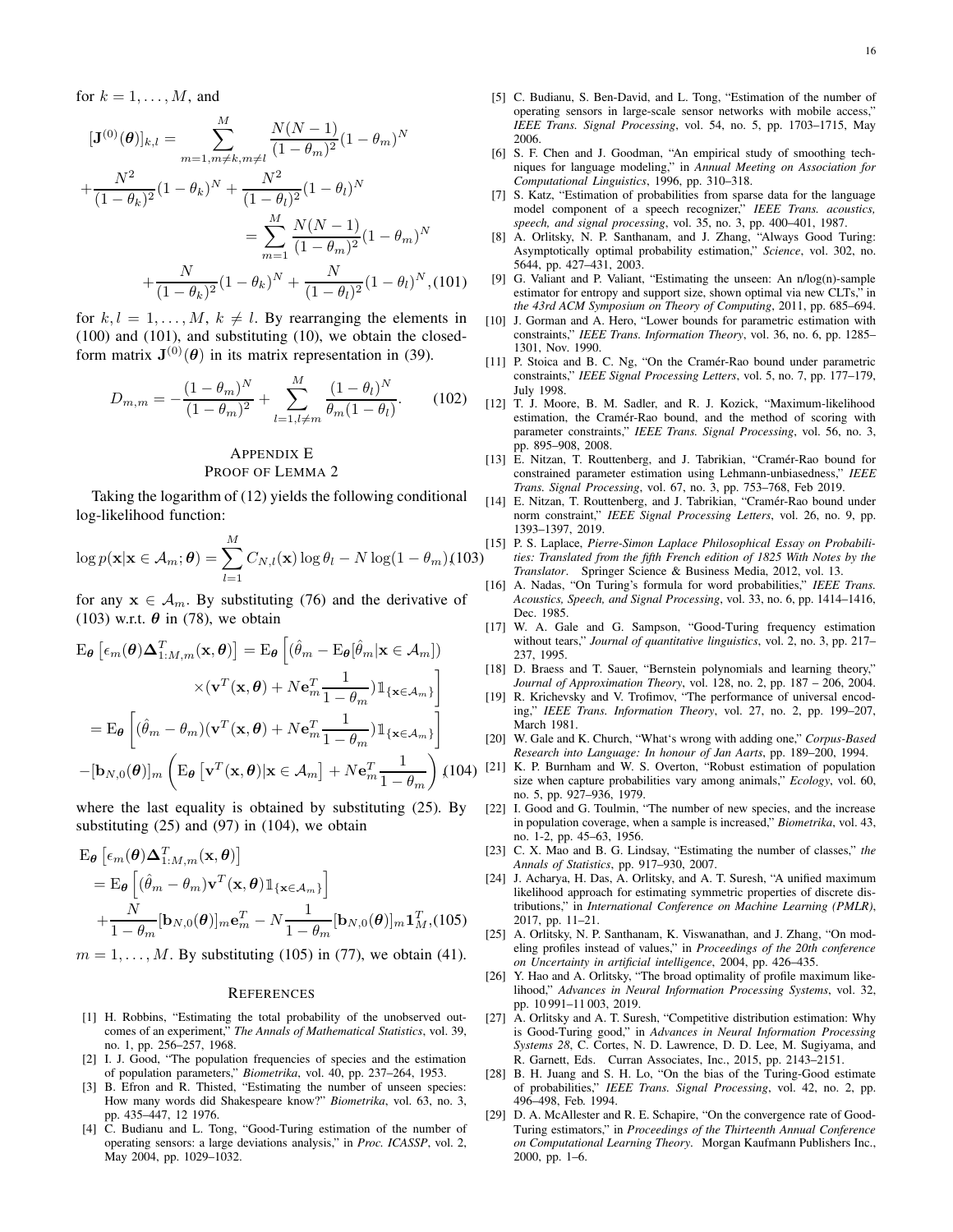for $k = 1, \ldots, M$, and

$$
\begin{aligned}
[\mathbf{J}^{(0)}(\boldsymbol{\theta})]_{k,l} &= \sum_{m=1, m\neq k, m\neq l}^{M} \frac{N(N-1)}{(1-\theta_m)^2}(1-\theta_m)^N \\
&+ \frac{N^2}{(1-\theta_k)^2}(1-\theta_k)^N + \frac{N^2}{(1-\theta_l)^2}(1-\theta_l)^N \\
&= \sum_{m=1}^{M} \frac{N(N-1)}{(1-\theta_m)^2}(1-\theta_m)^N \\
&+ \frac{N}{(1-\theta_k)^2}(1-\theta_k)^N + \frac{N}{(1-\theta_l)^2}(1-\theta_l)^N, \quad (101)
\end{aligned}
$$

for $k, l = 1, \ldots, M$, $k \neq l$. By rearranging the elements in (100) and (101), and substituting (10), we obtain the closed-form matrix $\mathbf{J}^{(0)}(\boldsymbol{\theta})$ in its matrix representation in (39).

$$
D_{m,m} = -\frac{(1-\theta_m)^N}{(1-\theta_m)^2} + \sum_{l=1, l\neq m}^{M} \frac{(1-\theta_l)^N}{\theta_m(1-\theta_l)}. \qquad (102)
$$

## Appendix E
## Proof of Lemma 2

Taking the logarithm of (12) yields the following conditional log-likelihood function:

$$
\log p(\mathbf{x}|\mathbf{x} \in \mathcal{A}_m; \boldsymbol{\theta}) = \sum_{l=1}^{M} C_{N,l}(\mathbf{x}) \log \theta_l - N \log(1-\theta_m), (103)
$$

for any $\mathbf{x} \in \mathcal{A}_m$. By substituting (76) and the derivative of (103) w.r.t. $\boldsymbol{\theta}$ in (78), we obtain

$$
\begin{aligned}
\mathrm{E}_{\boldsymbol{\theta}}\left[\epsilon_m(\boldsymbol{\theta}) \boldsymbol{\Delta}_{1:M,m}^T(\mathbf{x}, \boldsymbol{\theta})\right] &= \mathrm{E}_{\boldsymbol{\theta}}\Big[(\hat{\theta}_m - \mathrm{E}_{\boldsymbol{\theta}}[\hat{\theta}_m|\mathbf{x} \in \mathcal{A}_m]) \\
&\quad \times (\mathbf{v}^T(\mathbf{x}, \boldsymbol{\theta}) + N\mathbf{e}_m^T \frac{1}{1-\theta_m}) \mathbb{1}_{\{\mathbf{x} \in \mathcal{A}_m\}}\Big] \\
&= \mathrm{E}_{\boldsymbol{\theta}}\left[(\hat{\theta}_m - \theta_m)(\mathbf{v}^T(\mathbf{x}, \boldsymbol{\theta}) + N\mathbf{e}_m^T \frac{1}{1-\theta_m}) \mathbb{1}_{\{\mathbf{x} \in \mathcal{A}_m\}}\right] \\
&- [\mathbf{b}_{N,0}(\boldsymbol{\theta})]_m \left(\mathrm{E}_{\boldsymbol{\theta}}\left[\mathbf{v}^T(\mathbf{x}, \boldsymbol{\theta})|\mathbf{x} \in \mathcal{A}_m\right] + N\mathbf{e}_m^T \frac{1}{1-\theta_m}\right), (104)
\end{aligned}
$$

where the last equality is obtained by substituting (25). By substituting (25) and (97) in (104), we obtain

$$
\begin{aligned}
&\mathrm{E}_{\boldsymbol{\theta}}\left[\epsilon_m(\boldsymbol{\theta}) \boldsymbol{\Delta}_{1:M,m}^T(\mathbf{x}, \boldsymbol{\theta})\right] \\
&= \mathrm{E}_{\boldsymbol{\theta}}\left[(\hat{\theta}_m - \theta_m)\mathbf{v}^T(\mathbf{x}, \boldsymbol{\theta}) \mathbb{1}_{\{\mathbf{x} \in \mathcal{A}_m\}}\right] \\
&+ \frac{N}{1-\theta_m}[\mathbf{b}_{N,0}(\boldsymbol{\theta})]_m \mathbf{e}_m^T - N\frac{1}{1-\theta_m}[\mathbf{b}_{N,0}(\boldsymbol{\theta})]_m \mathbf{1}_M^T, (105)
\end{aligned}
$$

$m = 1, \ldots, M$. By substituting (105) in (77), we obtain (41).

## References

[1] H. Robbins, "Estimating the total probability of the unobserved outcomes of an experiment," *The Annals of Mathematical Statistics*, vol. 39, no. 1, pp. 256–257, 1968.

[2] I. J. Good, "The population frequencies of species and the estimation of population parameters," *Biometrika*, vol. 40, pp. 237–264, 1953.

[3] B. Efron and R. Thisted, "Estimating the number of unseen species: How many words did Shakespeare know?" *Biometrika*, vol. 63, no. 3, pp. 435–447, 12 1976.

[4] C. Budianu and L. Tong, "Good-Turing estimation of the number of operating sensors: a large deviations analysis," in *Proc. ICASSP*, vol. 2, May 2004, pp. 1029–1032.

[5] C. Budianu, S. Ben-David, and L. Tong, "Estimation of the number of operating sensors in large-scale sensor networks with mobile access," *IEEE Trans. Signal Processing*, vol. 54, no. 5, pp. 1703–1715, May 2006.

[6] S. F. Chen and J. Goodman, "An empirical study of smoothing techniques for language modeling," in *Annual Meeting on Association for Computational Linguistics*, 1996, pp. 310–318.

[7] S. Katz, "Estimation of probabilities from sparse data for the language model component of a speech recognizer," *IEEE Trans. acoustics, speech, and signal processing*, vol. 35, no. 3, pp. 400–401, 1987.

[8] A. Orlitsky, N. P. Santhanam, and J. Zhang, "Always Good Turing: Asymptotically optimal probability estimation," *Science*, vol. 302, no. 5644, pp. 427–431, 2003.

[9] G. Valiant and P. Valiant, "Estimating the unseen: An n/log(n)-sample estimator for entropy and support size, shown optimal via new CLTs," in *the 43rd ACM Symposium on Theory of Computing*, 2011, pp. 685–694.

[10] J. Gorman and A. Hero, "Lower bounds for parametric estimation with constraints," *IEEE Trans. Information Theory*, vol. 36, no. 6, pp. 1285–1301, Nov. 1990.

[11] P. Stoica and B. C. Ng, "On the Cramér-Rao bound under parametric constraints," *IEEE Signal Processing Letters*, vol. 5, no. 7, pp. 177–179, July 1998.

[12] T. J. Moore, B. M. Sadler, and R. J. Kozick, "Maximum-likelihood estimation, the Cramér-Rao bound, and the method of scoring with parameter constraints," *IEEE Trans. Signal Processing*, vol. 56, no. 3, pp. 895–908, 2008.

[13] E. Nitzan, T. Routtenberg, and J. Tabrikian, "Cramér-Rao bound for constrained parameter estimation using Lehmann-unbiasedness," *IEEE Trans. Signal Processing*, vol. 67, no. 3, pp. 753–768, Feb 2019.

[14] E. Nitzan, T. Routtenberg, and J. Tabrikian, "Cramér-Rao bound under norm constraint," *IEEE Signal Processing Letters*, vol. 26, no. 9, pp. 1393–1397, 2019.

[15] P. S. Laplace, *Pierre-Simon Laplace Philosophical Essay on Probabilities: Translated from the fifth French edition of 1825 With Notes by the Translator*. Springer Science & Business Media, 2012, vol. 13.

[16] A. Nadas, "On Turing's formula for word probabilities," *IEEE Trans. Acoustics, Speech, and Signal Processing*, vol. 33, no. 6, pp. 1414–1416, Dec. 1985.

[17] W. A. Gale and G. Sampson, "Good-Turing frequency estimation without tears," *Journal of quantitative linguistics*, vol. 2, no. 3, pp. 217–237, 1995.

[18] D. Braess and T. Sauer, "Bernstein polynomials and learning theory," *Journal of Approximation Theory*, vol. 128, no. 2, pp. 187 – 206, 2004.

[19] R. Krichevsky and V. Trofimov, "The performance of universal encoding," *IEEE Trans. Information Theory*, vol. 27, no. 2, pp. 199–207, March 1981.

[20] W. Gale and K. Church, "What's wrong with adding one," *Corpus-Based Research into Language: In honour of Jan Aarts*, pp. 189–200, 1994.

[21] K. P. Burnham and W. S. Overton, "Robust estimation of population size when capture probabilities vary among animals," *Ecology*, vol. 60, no. 5, pp. 927–936, 1979.

[22] I. Good and G. Toulmin, "The number of new species, and the increase in population coverage, when a sample is increased," *Biometrika*, vol. 43, no. 1-2, pp. 45–63, 1956.

[23] C. X. Mao and B. G. Lindsay, "Estimating the number of classes," *the Annals of Statistics*, pp. 917–930, 2007.

[24] J. Acharya, H. Das, A. Orlitsky, and A. T. Suresh, "A unified maximum likelihood approach for estimating symmetric properties of discrete distributions," in *International Conference on Machine Learning (PMLR)*, 2017, pp. 11–21.

[25] A. Orlitsky, N. P. Santhanam, K. Viswanathan, and J. Zhang, "On modeling profiles instead of values," in *Proceedings of the 20th conference on Uncertainty in artificial intelligence*, 2004, pp. 426–435.

[26] Y. Hao and A. Orlitsky, "The broad optimality of profile maximum likelihood," *Advances in Neural Information Processing Systems*, vol. 32, pp. 10 991–11 003, 2019.

[27] A. Orlitsky and A. T. Suresh, "Competitive distribution estimation: Why is Good-Turing good," in *Advances in Neural Information Processing Systems 28*, C. Cortes, N. D. Lawrence, D. D. Lee, M. Sugiyama, and R. Garnett, Eds. Curran Associates, Inc., 2015, pp. 2143–2151.

[28] B. H. Juang and S. H. Lo, "On the bias of the Turing-Good estimate of probabilities," *IEEE Trans. Signal Processing*, vol. 42, no. 2, pp. 496–498, Feb. 1994.

[29] D. A. McAllester and R. E. Schapire, "On the convergence rate of Good-Turing estimators," in *Proceedings of the Thirteenth Annual Conference on Computational Learning Theory*. Morgan Kaufmann Publishers Inc., 2000, pp. 1–6.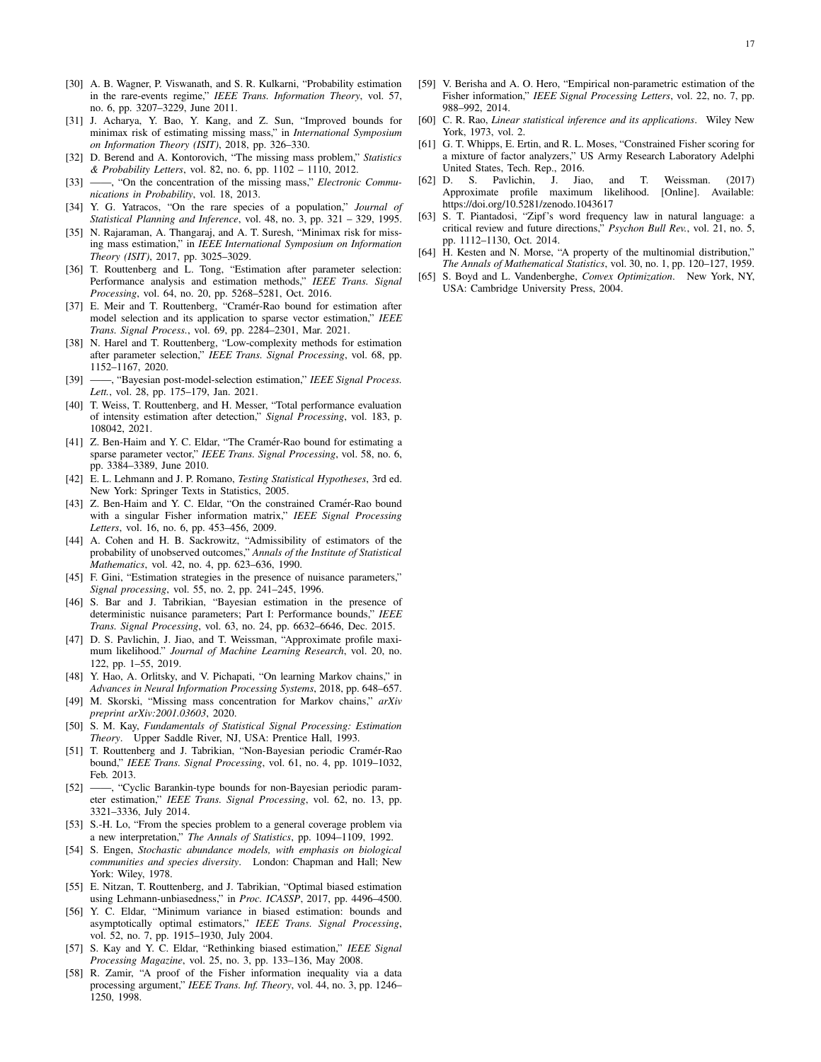[30] A. B. Wagner, P. Viswanath, and S. R. Kulkarni, "Probability estimation in the rare-events regime," *IEEE Trans. Information Theory*, vol. 57, no. 6, pp. 3207–3229, June 2011.

[31] J. Acharya, Y. Bao, Y. Kang, and Z. Sun, "Improved bounds for minimax risk of estimating missing mass," in *International Symposium on Information Theory (ISIT)*, 2018, pp. 326–330.

[32] D. Berend and A. Kontorovich, "The missing mass problem," *Statistics & Probability Letters*, vol. 82, no. 6, pp. 1102 – 1110, 2012.

[33] ——, "On the concentration of the missing mass," *Electronic Communications in Probability*, vol. 18, 2013.

[34] Y. G. Yatracos, "On the rare species of a population," *Journal of Statistical Planning and Inference*, vol. 48, no. 3, pp. 321 – 329, 1995.

[35] N. Rajaraman, A. Thangaraj, and A. T. Suresh, "Minimax risk for missing mass estimation," in *IEEE International Symposium on Information Theory (ISIT)*, 2017, pp. 3025–3029.

[36] T. Routtenberg and L. Tong, "Estimation after parameter selection: Performance analysis and estimation methods," *IEEE Trans. Signal Processing*, vol. 64, no. 20, pp. 5268–5281, Oct. 2016.

[37] E. Meir and T. Routtenberg, "Cramér-Rao bound for estimation after model selection and its application to sparse vector estimation," *IEEE Trans. Signal Process.*, vol. 69, pp. 2284–2301, Mar. 2021.

[38] N. Harel and T. Routtenberg, "Low-complexity methods for estimation after parameter selection," *IEEE Trans. Signal Processing*, vol. 68, pp. 1152–1167, 2020.

[39] ——, "Bayesian post-model-selection estimation," *IEEE Signal Process. Lett.*, vol. 28, pp. 175–179, Jan. 2021.

[40] T. Weiss, T. Routtenberg, and H. Messer, "Total performance evaluation of intensity estimation after detection," *Signal Processing*, vol. 183, p. 108042, 2021.

[41] Z. Ben-Haim and Y. C. Eldar, "The Cramér-Rao bound for estimating a sparse parameter vector," *IEEE Trans. Signal Processing*, vol. 58, no. 6, pp. 3384–3389, June 2010.

[42] E. L. Lehmann and J. P. Romano, *Testing Statistical Hypotheses*, 3rd ed. New York: Springer Texts in Statistics, 2005.

[43] Z. Ben-Haim and Y. C. Eldar, "On the constrained Cramér-Rao bound with a singular Fisher information matrix," *IEEE Signal Processing Letters*, vol. 16, no. 6, pp. 453–456, 2009.

[44] A. Cohen and H. B. Sackrowitz, "Admissibility of estimators of the probability of unobserved outcomes," *Annals of the Institute of Statistical Mathematics*, vol. 42, no. 4, pp. 623–636, 1990.

[45] F. Gini, "Estimation strategies in the presence of nuisance parameters," *Signal processing*, vol. 55, no. 2, pp. 241–245, 1996.

[46] S. Bar and J. Tabrikian, "Bayesian estimation in the presence of deterministic nuisance parameters; Part I: Performance bounds," *IEEE Trans. Signal Processing*, vol. 63, no. 24, pp. 6632–6646, Dec. 2015.

[47] D. S. Pavlichin, J. Jiao, and T. Weissman, "Approximate profile maximum likelihood." *Journal of Machine Learning Research*, vol. 20, no. 122, pp. 1–55, 2019.

[48] Y. Hao, A. Orlitsky, and V. Pichapati, "On learning Markov chains," in *Advances in Neural Information Processing Systems*, 2018, pp. 648–657.

[49] M. Skorski, "Missing mass concentration for Markov chains," *arXiv preprint arXiv:2001.03603*, 2020.

[50] S. M. Kay, *Fundamentals of Statistical Signal Processing: Estimation Theory*. Upper Saddle River, NJ, USA: Prentice Hall, 1993.

[51] T. Routtenberg and J. Tabrikian, "Non-Bayesian periodic Cramér-Rao bound," *IEEE Trans. Signal Processing*, vol. 61, no. 4, pp. 1019–1032, Feb. 2013.

[52] ——, "Cyclic Barankin-type bounds for non-Bayesian periodic parameter estimation," *IEEE Trans. Signal Processing*, vol. 62, no. 13, pp. 3321–3336, July 2014.

[53] S.-H. Lo, "From the species problem to a general coverage problem via a new interpretation," *The Annals of Statistics*, pp. 1094–1109, 1992.

[54] S. Engen, *Stochastic abundance models, with emphasis on biological communities and species diversity*. London: Chapman and Hall; New York: Wiley, 1978.

[55] E. Nitzan, T. Routtenberg, and J. Tabrikian, "Optimal biased estimation using Lehmann-unbiasedness," in *Proc. ICASSP*, 2017, pp. 4496–4500.

[56] Y. C. Eldar, "Minimum variance in biased estimation: bounds and asymptotically optimal estimators," *IEEE Trans. Signal Processing*, vol. 52, no. 7, pp. 1915–1930, July 2004.

[57] S. Kay and Y. C. Eldar, "Rethinking biased estimation," *IEEE Signal Processing Magazine*, vol. 25, no. 3, pp. 133–136, May 2008.

[58] R. Zamir, "A proof of the Fisher information inequality via a data processing argument," *IEEE Trans. Inf. Theory*, vol. 44, no. 3, pp. 1246–1250, 1998.

[59] V. Berisha and A. O. Hero, "Empirical non-parametric estimation of the Fisher information," *IEEE Signal Processing Letters*, vol. 22, no. 7, pp. 988–992, 2014.

[60] C. R. Rao, *Linear statistical inference and its applications*. Wiley New York, 1973, vol. 2.

[61] G. T. Whipps, E. Ertin, and R. L. Moses, "Constrained Fisher scoring for a mixture of factor analyzers," US Army Research Laboratory Adelphi United States, Tech. Rep., 2016.

[62] D. S. Pavlichin, J. Jiao, and T. Weissman. (2017) Approximate profile maximum likelihood. [Online]. Available: https://doi.org/10.5281/zenodo.1043617

[63] S. T. Piantadosi, "Zipf's word frequency law in natural language: a critical review and future directions," *Psychon Bull Rev.*, vol. 21, no. 5, pp. 1112–1130, Oct. 2014.

[64] H. Kesten and N. Morse, "A property of the multinomial distribution," *The Annals of Mathematical Statistics*, vol. 30, no. 1, pp. 120–127, 1959.

[65] S. Boyd and L. Vandenberghe, *Convex Optimization*. New York, NY, USA: Cambridge University Press, 2004.